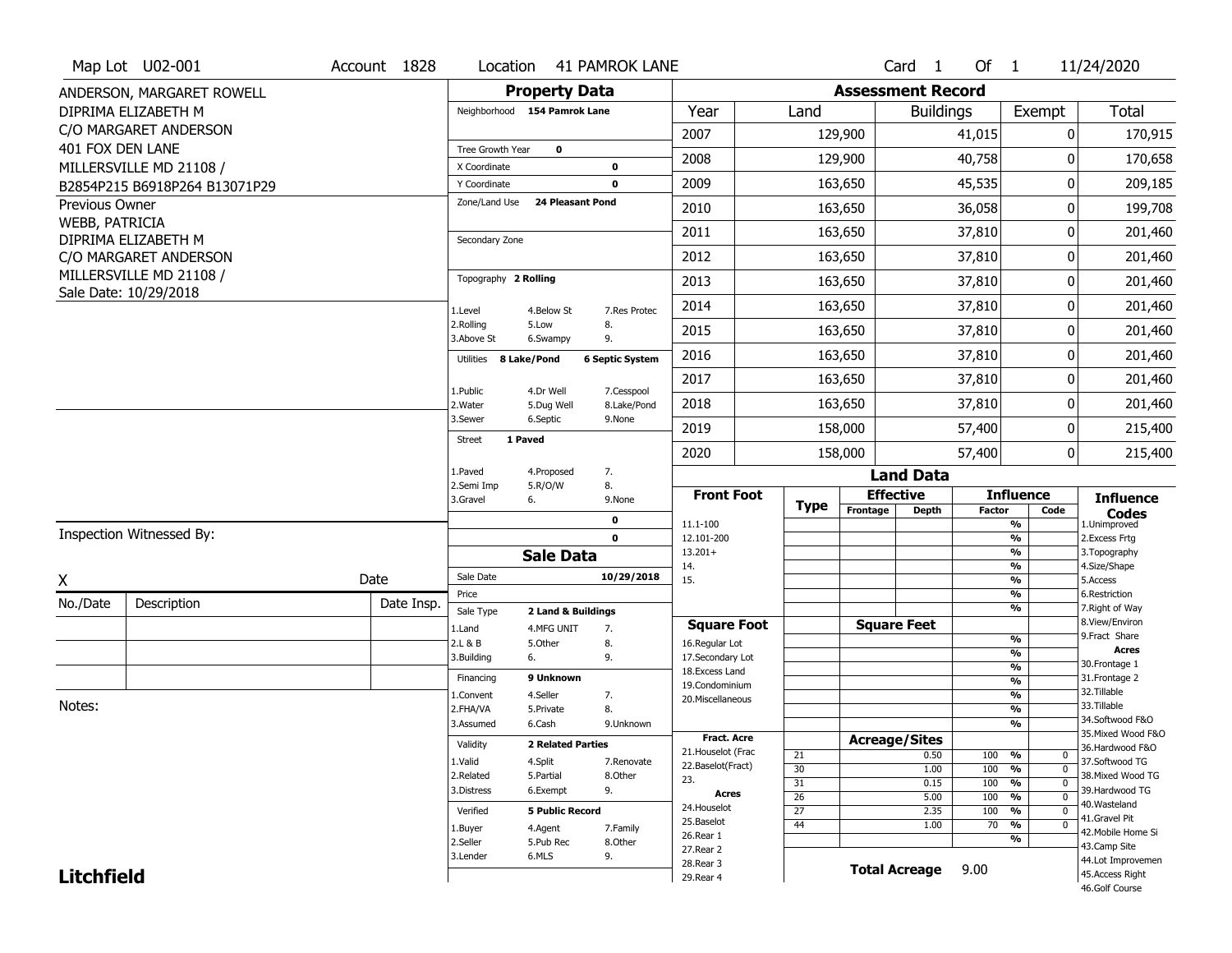Map Lot U02-001 | Account 1828 | Location 41 PAMROK LANE | Card 1 Of 1 | 11/24/2020

ANDERSON, MARGARET ROWELL
DIPRIMA ELIZABETH M
C/O MARGARET ANDERSON
401 FOX DEN LANE
MILLERSVILLE MD 21108 /
B2854P215 B6918P264 B13071P29

Previous Owner
WEBB, PATRICIA
DIPRIMA ELIZABETH M
C/O MARGARET ANDERSON
MILLERSVILLE MD 21108 /
Sale Date: 10/29/2018

## Property Data

Neighborhood 154 Pamrok Lane

Tree Growth Year 0
X Coordinate 0
Y Coordinate 0
Zone/Land Use 24 Pleasant Pond

Secondary Zone

Topography 2 Rolling

1.Level 4.Below St 7.Res Protec
2.Rolling 5.Low 8.
3.Above St 6.Swampy 9.

Utilities 8 Lake/Pond 6 Septic System

1.Public 4.Dr Well 7.Cesspool
2.Water 5.Dug Well 8.Lake/Pond
3.Sewer 6.Septic 9.None

Street 1 Paved

1.Paved 4.Proposed 7.
2.Semi Imp 5.R/O/W 8.
3.Gravel 6. 9.None

0
0

## Sale Data

Sale Date 10/29/2018
Price
Sale Type 2 Land & Buildings

1.Land 4.MFG UNIT 7.
2.L & B 5.Other 8.
3.Building 6. 9.

Financing 9 Unknown

1.Convent 4.Seller 7.
2.FHA/VA 5.Private 8.
3.Assumed 6.Cash 9.Unknown

Validity 2 Related Parties

1.Valid 4.Split 7.Renovate
2.Related 5.Partial 8.Other
3.Distress 6.Exempt 9.

Verified 5 Public Record

1.Buyer 4.Agent 7.Family
2.Seller 5.Pub Rec 8.Other
3.Lender 6.MLS 9.

## Assessment Record

| Year | Land | Buildings | Exempt | Total |
|---|---|---|---|---|
| 2007 | 129,900 | 41,015 | 0 | 170,915 |
| 2008 | 129,900 | 40,758 | 0 | 170,658 |
| 2009 | 163,650 | 45,535 | 0 | 209,185 |
| 2010 | 163,650 | 36,058 | 0 | 199,708 |
| 2011 | 163,650 | 37,810 | 0 | 201,460 |
| 2012 | 163,650 | 37,810 | 0 | 201,460 |
| 2013 | 163,650 | 37,810 | 0 | 201,460 |
| 2014 | 163,650 | 37,810 | 0 | 201,460 |
| 2015 | 163,650 | 37,810 | 0 | 201,460 |
| 2016 | 163,650 | 37,810 | 0 | 201,460 |
| 2017 | 163,650 | 37,810 | 0 | 201,460 |
| 2018 | 163,650 | 37,810 | 0 | 201,460 |
| 2019 | 158,000 | 57,400 | 0 | 215,400 |
| 2020 | 158,000 | 57,400 | 0 | 215,400 |

## Land Data

Front Foot: 11.1-100, 12.101-200, 13.201+, 14., 15.

Square Foot: 16.Regular Lot, 17.Secondary Lot, 18.Excess Land, 19.Condominium, 20.Miscellaneous

Fract. Acre: 21.Houselot (Frac, 22.Baselot(Fract), 23.

Acres: 24.Houselot, 25.Baselot, 26.Rear 1, 27.Rear 2, 28.Rear 3, 29.Rear 4

### Acreage/Sites

| Type | Acreage/Sites | Influence Factor | Code |
|---|---|---|---|
| 21 | 0.50 | 100 % | 0 |
| 30 | 1.00 | 100 % | 0 |
| 31 | 0.15 | 100 % | 0 |
| 26 | 5.00 | 100 % | 0 |
| 27 | 2.35 | 100 % | 0 |
| 44 | 1.00 | 70 % | 0 |

Total Acreage 9.00

Influence Codes: 1.Unimproved, 2.Excess Frtg, 3.Topography, 4.Size/Shape, 5.Access, 6.Restriction, 7.Right of Way, 8.View/Environ, 9.Fract Share

Acres: 30.Frontage 1, 31.Frontage 2, 32.Tillable, 33.Tillable, 34.Softwood F&O, 35.Mixed Wood F&O, 36.Hardwood F&O, 37.Softwood TG, 38.Mixed Wood TG, 39.Hardwood TG, 40.Wasteland, 41.Gravel Pit, 42.Mobile Home Si, 43.Camp Site, 44.Lot Improvemen, 45.Access Right, 46.Golf Course

Inspection Witnessed By:

X Date

| No./Date | Description | Date Insp. |
|---|---|---|
| | | |
| | | |
| | | |

Notes:

**Litchfield**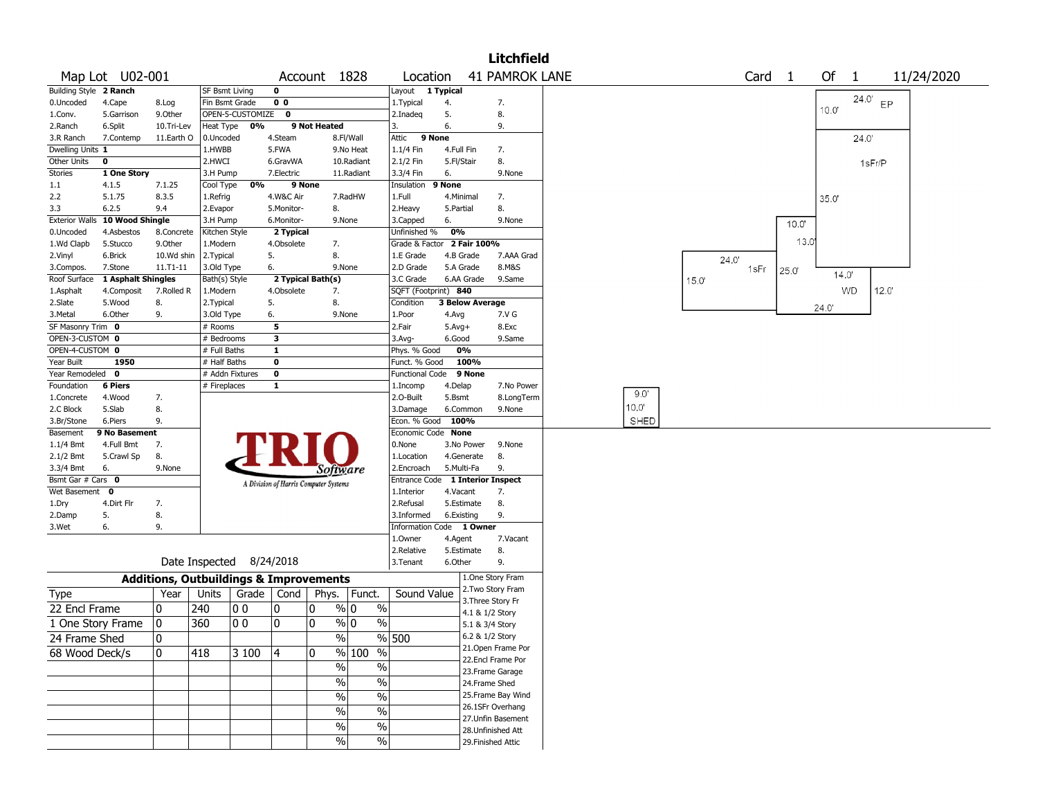# Litchfield

**Map Lot** U02-001 **Account** 1828 **Location** 41 PAMROK LANE **Card** 1 **Of** 1 11/24/2020

| Building Style | 2 Ranch | | SF Bsmt Living | 0 | | Layout | 1 Typical | |
|---|---|---|---|---|---|---|---|---|
| 0.Uncoded | 4.Cape | 8.Log | Fin Bsmt Grade | 0 0 | | 1.Typical | 4. | 7. |
| 1.Conv. | 5.Garrison | 9.Other | OPEN-5-CUSTOMIZE | 0 | | 2.Inadeq | 5. | 8. |
| 2.Ranch | 6.Split | 10.Tri-Lev | Heat Type 0% | 9 Not Heated | | 3. | 6. | 9. |
| 3.R Ranch | 7.Contemp | 11.Earth O | 0.Uncoded | 4.Steam | 8.Fl/Wall | Attic | 9 None | |
| Dwelling Units | 1 | | 1.HWBB | 5.FWA | 9.No Heat | 1.1/4 Fin | 4.Full Fin | 7. |
| Other Units | 0 | | 2.HWCI | 6.GravWA | 10.Radiant | 2.1/2 Fin | 5.Fl/Stair | 8. |
| Stories | 1 One Story | | 3.H Pump | 7.Electric | 11.Radiant | 3.3/4 Fin | 6. | 9.None |
| 1.1 | 4.1.5 | 7.1.25 | Cool Type 0% | 9 None | | Insulation | 9 None | |
| 2.2 | 5.1.75 | 8.3.5 | 1.Refrig | 4.W&C Air | 7.RadHW | 1.Full | 4.Minimal | 7. |
| 3.3 | 6.2.5 | 9.4 | 2.Evapor | 5.Monitor- | 8. | 2.Heavy | 5.Partial | 8. |
| Exterior Walls | 10 Wood Shingle | | 3.H Pump | 6.Monitor- | 9.None | 3.Capped | 6. | 9.None |
| 0.Uncoded | 4.Asbestos | 8.Concrete | Kitchen Style | 2 Typical | | Unfinished % | 0% | |
| 1.Wd Clapb | 5.Stucco | 9.Other | 1.Modern | 4.Obsolete | 7. | Grade & Factor | 2 Fair 100% | |
| 2.Vinyl | 6.Brick | 10.Wd shin | 2.Typical | 5. | 8. | 1.E Grade | 4.B Grade | 7.AAA Grad |
| 3.Compos. | 7.Stone | 11.T1-11 | 3.Old Type | 6. | 9.None | 2.D Grade | 5.A Grade | 8.M&S |
| Roof Surface | 1 Asphalt Shingles | | Bath(s) Style | 2 Typical Bath(s) | | 3.C Grade | 6.AA Grade | 9.Same |
| 1.Asphalt | 4.Composit | 7.Rolled R | 1.Modern | 4.Obsolete | 7. | SQFT (Footprint) | 840 | |
| 2.Slate | 5.Wood | 8. | 2.Typical | 5. | 8. | Condition | 3 Below Average | |
| 3.Metal | 6.Other | 9. | 3.Old Type | 6. | 9.None | 1.Poor | 4.Avg | 7.V G |
| SF Masonry Trim | 0 | | # Rooms | 5 | | 2.Fair | 5.Avg+ | 8.Exc |
| OPEN-3-CUSTOM | 0 | | # Bedrooms | 3 | | 3.Avg- | 6.Good | 9.Same |
| OPEN-4-CUSTOM | 0 | | # Full Baths | 1 | | Phys. % Good | 0% | |
| Year Built | 1950 | | # Half Baths | 0 | | Funct. % Good | 100% | |
| Year Remodeled | 0 | | # Addn Fixtures | 0 | | Functional Code | 9 None | |
| Foundation | 6 Piers | | # Fireplaces | 1 | | 1.Incomp | 4.Delap | 7.No Power |
| 1.Concrete | 4.Wood | 7. | | | | 2.O-Built | 5.Bsmt | 8.LongTerm |
| 2.C Block | 5.Slab | 8. | | | | 3.Damage | 6.Common | 9.None |
| 3.Br/Stone | 6.Piers | 9. | | | | Econ. % Good | 100% | |
| Basement | 9 No Basement | | | | | Economic Code | None | |
| 1.1/4 Bmt | 4.Full Bmt | 7. | | | | 0.None | 3.No Power | 9.None |
| 2.1/2 Bmt | 5.Crawl Sp | 8. | | | | 1.Location | 4.Generate | 8. |
| 3.3/4 Bmt | 6. | 9.None | | | | 2.Encroach | 5.Multi-Fa | 9. |
| Bsmt Gar # Cars | 0 | | | | | Entrance Code | 1 Interior Inspect | |
| Wet Basement | 0 | | | | | 1.Interior | 4.Vacant | 7. |
| 1.Dry | 4.Dirt Flr | 7. | | | | 2.Refusal | 5.Estimate | 8. |
| 2.Damp | 5. | 8. | | | | 3.Informed | 6.Existing | 9. |
| 3.Wet | 6. | 9. | | | | Information Code | 1 Owner | |
| | | | | | | 1.Owner | 4.Agent | 7.Vacant |
| | | | | | | 2.Relative | 5.Estimate | 8. |
| | | | Date Inspected | 8/24/2018 | | 3.Tenant | 6.Other | 9. |

TRIO Software — A Division of Harris Computer Systems

## Additions, Outbuildings & Improvements

| Type | Year | Units | Grade | Cond | Phys. | Funct. | Sound Value |
|---|---|---|---|---|---|---|---|
| 22 Encl Frame | 0 | 240 | 0 0 | 0 | 0 % | 0 % | |
| 1 One Story Frame | 0 | 360 | 0 0 | 0 | 0 % | 0 % | |
| 24 Frame Shed | 0 | | | | % | % | 500 |
| 68 Wood Deck/s | 0 | 418 | 3 100 | 4 | 0 % | 100 % | |
| | | | | | % | % | |
| | | | | | % | % | |
| | | | | | % | % | |
| | | | | | % | % | |
| | | | | | % | % | |
| | | | | | % | % | |

1.One Story Fram
2.Two Story Fram
3.Three Story Fr
4.1 & 1/2 Story
5.1 & 3/4 Story
6.2 & 1/2 Story
21.Open Frame Por
22.Encl Frame Por
23.Frame Garage
24.Frame Shed
25.Frame Bay Wind
26.1SFr Overhang
27.Unfin Basement
28.Unfinished Att
29.Finished Attic

Sketch labels: 24.0' EP 10.0'; 24.0' 1sFr/P 35.0'; 10.0' 13.0'; 24.0' 1sFr 15.0' 25.0'; 14.0' WD 12.0' 24.0'; 9.0' 10.0' SHED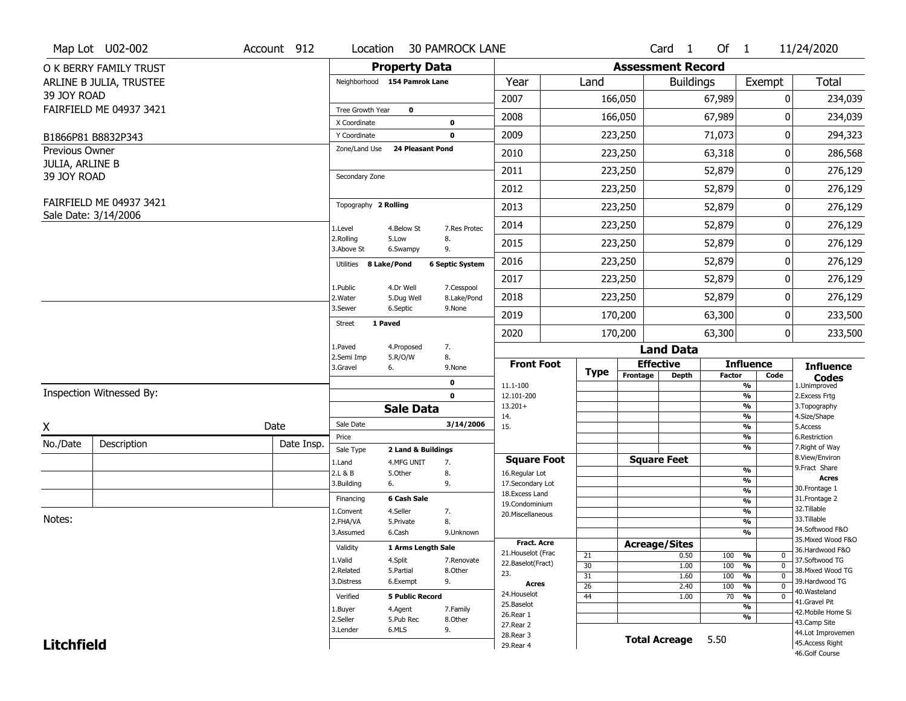Map Lot U02-002 | Account 912 | Location 30 PAMROCK LANE | Card 1 Of 1 | 11/24/2020

O K BERRY FAMILY TRUST
ARLINE B JULIA, TRUSTEE
39 JOY ROAD
FAIRFIELD ME 04937 3421

B1866P81 B8832P343

Previous Owner
JULIA, ARLINE B
39 JOY ROAD

FAIRFIELD ME 04937 3421
Sale Date: 3/14/2006

## Property Data

| Field | Value |
|---|---|
| Neighborhood | 154 Pamrok Lane |
| Tree Growth Year | 0 |
| X Coordinate | 0 |
| Y Coordinate | 0 |
| Zone/Land Use | 24 Pleasant Pond |
| Secondary Zone | |
| Topography | 2 Rolling |
| Utilities | 8 Lake/Pond, 6 Septic System |
| Street | 1 Paved |

Topography codes: 1.Level, 2.Rolling, 3.Above St, 4.Below St, 5.Low, 6.Swampy, 7.Res Protec, 8., 9.

Utilities codes: 1.Public, 2.Water, 3.Sewer, 4.Dr Well, 5.Dug Well, 6.Septic, 7.Cesspool, 8.Lake/Pond, 9.None

Street codes: 1.Paved, 2.Semi Imp, 3.Gravel, 4.Proposed, 5.R/O/W, 6., 7., 8., 9.None

## Sale Data

| Field | Value |
|---|---|
| Sale Date | 3/14/2006 |
| Price | |
| Sale Type | 2 Land & Buildings |
| Financing | 6 Cash Sale |
| Validity | 1 Arms Length Sale |
| Verified | 5 Public Record |

Sale Type codes: 1.Land, 2.L & B, 3.Building, 4.MFG UNIT, 5.Other, 6., 7., 8., 9.

Financing codes: 1.Convent, 2.FHA/VA, 3.Assumed, 4.Seller, 5.Private, 6.Cash, 7., 8., 9.Unknown

Validity codes: 1.Valid, 2.Related, 3.Distress, 4.Split, 5.Partial, 6.Exempt, 7.Renovate, 8.Other, 9.

Verified codes: 1.Buyer, 2.Seller, 3.Lender, 4.Agent, 5.Pub Rec, 6.MLS, 7.Family, 8.Other, 9.

## Assessment Record

| Year | Land | Buildings | Exempt | Total |
|---|---|---|---|---|
| 2007 | 166,050 | 67,989 | 0 | 234,039 |
| 2008 | 166,050 | 67,989 | 0 | 234,039 |
| 2009 | 223,250 | 71,073 | 0 | 294,323 |
| 2010 | 223,250 | 63,318 | 0 | 286,568 |
| 2011 | 223,250 | 52,879 | 0 | 276,129 |
| 2012 | 223,250 | 52,879 | 0 | 276,129 |
| 2013 | 223,250 | 52,879 | 0 | 276,129 |
| 2014 | 223,250 | 52,879 | 0 | 276,129 |
| 2015 | 223,250 | 52,879 | 0 | 276,129 |
| 2016 | 223,250 | 52,879 | 0 | 276,129 |
| 2017 | 223,250 | 52,879 | 0 | 276,129 |
| 2018 | 223,250 | 52,879 | 0 | 276,129 |
| 2019 | 170,200 | 63,300 | 0 | 233,500 |
| 2020 | 170,200 | 63,300 | 0 | 233,500 |

## Land Data

### Acreage/Sites

| Type | Acreage | Influence Factor | Code |
|---|---|---|---|
| 21 | 0.50 | 100 % | 0 |
| 30 | 1.00 | 100 % | 0 |
| 31 | 1.60 | 100 % | 0 |
| 26 | 2.40 | 100 % | 0 |
| 44 | 1.00 | 70 % | 0 |

**Total Acreage** 5.50

Front Foot: 11.1-100, 12.101-200, 13.201+, 14., 15.

Square Foot: 16.Regular Lot, 17.Secondary Lot, 18.Excess Land, 19.Condominium, 20.Miscellaneous

Fract. Acre: 21.Houselot (Frac, 22.Baselot(Fract), 23.

Acres: 24.Houselot, 25.Baselot, 26.Rear 1, 27.Rear 2, 28.Rear 3, 29.Rear 4

Influence Codes: 1.Unimproved, 2.Excess Frtg, 3.Topography, 4.Size/Shape, 5.Access, 6.Restriction, 7.Right of Way, 8.View/Environ, 9.Fract Share

Acres: 30.Frontage 1, 31.Frontage 2, 32.Tillable, 33.Tillable, 34.Softwood F&O, 35.Mixed Wood F&O, 36.Hardwood F&O, 37.Softwood TG, 38.Mixed Wood TG, 39.Hardwood TG, 40.Wasteland, 41.Gravel Pit, 42.Mobile Home Si, 43.Camp Site, 44.Lot Improvemen, 45.Access Right, 46.Golf Course

Inspection Witnessed By:

X _______________ Date

| No./Date | Description | Date Insp. |
|---|---|---|
| | | |
| | | |
| | | |

Notes:

**Litchfield**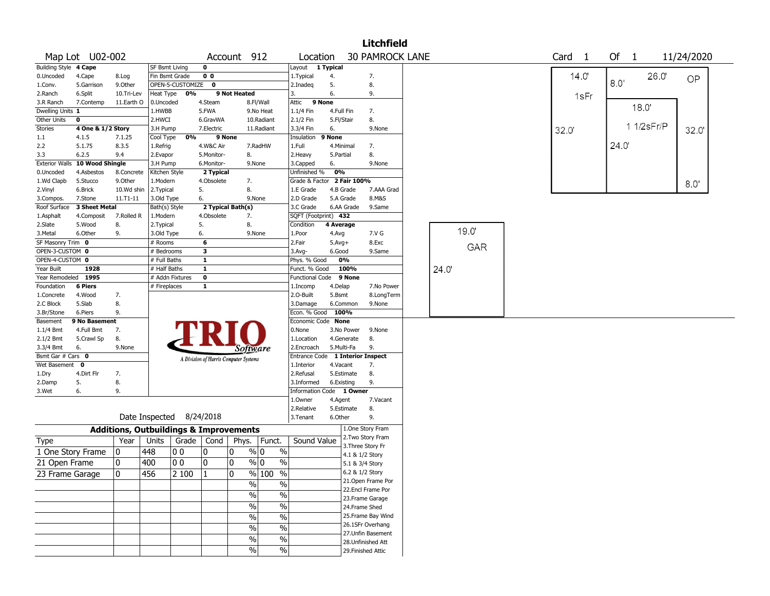# Litchfield

**Map Lot** U02-002 **Account** 912 **Location** 30 PAMROCK LANE **Card** 1 **Of** 1 11/24/2020

| Building Style | 4 Cape | | SF Bsmt Living | 0 | | Layout | 1 Typical | |
|---|---|---|---|---|---|---|---|---|
| 0.Uncoded | 4.Cape | 8.Log | Fin Bsmt Grade | 0 0 | | 1.Typical | 4. | 7. |
| 1.Conv. | 5.Garrison | 9.Other | OPEN-5-CUSTOMIZE | 0 | | 2.Inadeq | 5. | 8. |
| 2.Ranch | 6.Split | 10.Tri-Lev | Heat Type 0% | 9 Not Heated | | 3. | 6. | 9. |
| 3.R Ranch | 7.Contemp | 11.Earth O | 0.Uncoded | 4.Steam | 8.Fl/Wall | Attic | 9 None | |
| Dwelling Units | 1 | | 1.HWBB | 5.FWA | 9.No Heat | 1.1/4 Fin | 4.Full Fin | 7. |
| Other Units | 0 | | 2.HWCI | 6.GravWA | 10.Radiant | 2.1/2 Fin | 5.Fl/Stair | 8. |
| Stories | 4 One & 1/2 Story | | 3.H Pump | 7.Electric | 11.Radiant | 3.3/4 Fin | 6. | 9.None |
| 1.1 | 4.1.5 | 7.1.25 | Cool Type 0% | 9 None | | Insulation | 9 None | |
| 2.2 | 5.1.75 | 8.3.5 | 1.Refrig | 4.W&C Air | 7.RadHW | 1.Full | 4.Minimal | 7. |
| 3.3 | 6.2.5 | 9.4 | 2.Evapor | 5.Monitor- | 8. | 2.Heavy | 5.Partial | 8. |
| Exterior Walls | 10 Wood Shingle | | 3.H Pump | 6.Monitor- | 9.None | 3.Capped | 6. | 9.None |
| 0.Uncoded | 4.Asbestos | 8.Concrete | Kitchen Style | 2 Typical | | Unfinished % | 0% | |
| 1.Wd Clapb | 5.Stucco | 9.Other | 1.Modern | 4.Obsolete | 7. | Grade & Factor | 2 Fair 100% | |
| 2.Vinyl | 6.Brick | 10.Wd shin | 2.Typical | 5. | 8. | 1.E Grade | 4.B Grade | 7.AAA Grad |
| 3.Compos. | 7.Stone | 11.T1-11 | 3.Old Type | 6. | 9.None | 2.D Grade | 5.A Grade | 8.M&S |
| Roof Surface | 3 Sheet Metal | | Bath(s) Style | 2 Typical Bath(s) | | 3.C Grade | 6.AA Grade | 9.Same |
| 1.Asphalt | 4.Composit | 7.Rolled R | 1.Modern | 4.Obsolete | 7. | SQFT (Footprint) | 432 | |
| 2.Slate | 5.Wood | 8. | 2.Typical | 5. | 8. | Condition | 4 Average | |
| 3.Metal | 6.Other | 9. | 3.Old Type | 6. | 9.None | 1.Poor | 4.Avg | 7.V G |
| SF Masonry Trim | 0 | | # Rooms | 6 | | 2.Fair | 5.Avg+ | 8.Exc |
| OPEN-3-CUSTOM | 0 | | # Bedrooms | 3 | | 3.Avg- | 6.Good | 9.Same |
| OPEN-4-CUSTOM | 0 | | # Full Baths | 1 | | Phys. % Good | 0% | |
| Year Built | 1928 | | # Half Baths | 1 | | Funct. % Good | 100% | |
| Year Remodeled | 1995 | | # Addn Fixtures | 0 | | Functional Code | 9 None | |
| Foundation | 6 Piers | | # Fireplaces | 1 | | 1.Incomp | 4.Delap | 7.No Power |
| 1.Concrete | 4.Wood | 7. | | | | 2.O-Built | 5.Bsmt | 8.LongTerm |
| 2.C Block | 5.Slab | 8. | | | | 3.Damage | 6.Common | 9.None |
| 3.Br/Stone | 6.Piers | 9. | | | | Econ. % Good | 100% | |
| Basement | 9 No Basement | | | | | Economic Code | None | |
| 1.1/4 Bmt | 4.Full Bmt | 7. | | | | 0.None | 3.No Power | 9.None |
| 2.1/2 Bmt | 5.Crawl Sp | 8. | | | | 1.Location | 4.Generate | 8. |
| 3.3/4 Bmt | 6. | 9.None | | | | 2.Encroach | 5.Multi-Fa | 9. |
| Bsmt Gar # Cars | 0 | | | | | Entrance Code | 1 Interior Inspect | |
| Wet Basement | 0 | | | | | 1.Interior | 4.Vacant | 7. |
| 1.Dry | 4.Dirt Flr | 7. | | | | 2.Refusal | 5.Estimate | 8. |
| 2.Damp | 5. | 8. | | | | 3.Informed | 6.Existing | 9. |
| 3.Wet | 6. | 9. | | | | Information Code | 1 Owner | |
| | | | | | | 1.Owner | 4.Agent | 7.Vacant |
| | | | | | | 2.Relative | 5.Estimate | 8. |
| | | | | | | 3.Tenant | 6.Other | 9. |

TRIO Software — A Division of Harris Computer Systems

Date Inspected 8/24/2018

## Additions, Outbuildings & Improvements

| Type | Year | Units | Grade | Cond | Phys. | Funct. | Sound Value |
|---|---|---|---|---|---|---|---|
| 1 One Story Frame | 0 | 448 | 0 0 | 0 | 0 % | 0 % | |
| 21 Open Frame | 0 | 400 | 0 0 | 0 | 0 % | 0 % | |
| 23 Frame Garage | 0 | 456 | 2 100 | 1 | 0 % | 100 % | |
| | | | | | % | % | |
| | | | | | % | % | |
| | | | | | % | % | |
| | | | | | % | % | |
| | | | | | % | % | |
| | | | | | % | % | |
| | | | | | % | % | |

1.One Story Fram
2.Two Story Fram
3.Three Story Fr
4.1 & 1/2 Story
5.1 & 3/4 Story
6.2 & 1/2 Story
21.Open Frame Por
22.Encl Frame Por
23.Frame Garage
24.Frame Shed
25.Frame Bay Wind
26.1SFr Overhang
27.Unfin Basement
28.Unfinished Att
29.Finished Attic

Sketch labels: 14.0' 1sFr 32.0'; 8.0' 26.0' OP; 18.0' 1 1/2sFr/P 24.0' 32.0' 8.0'; 19.0' GAR 24.0'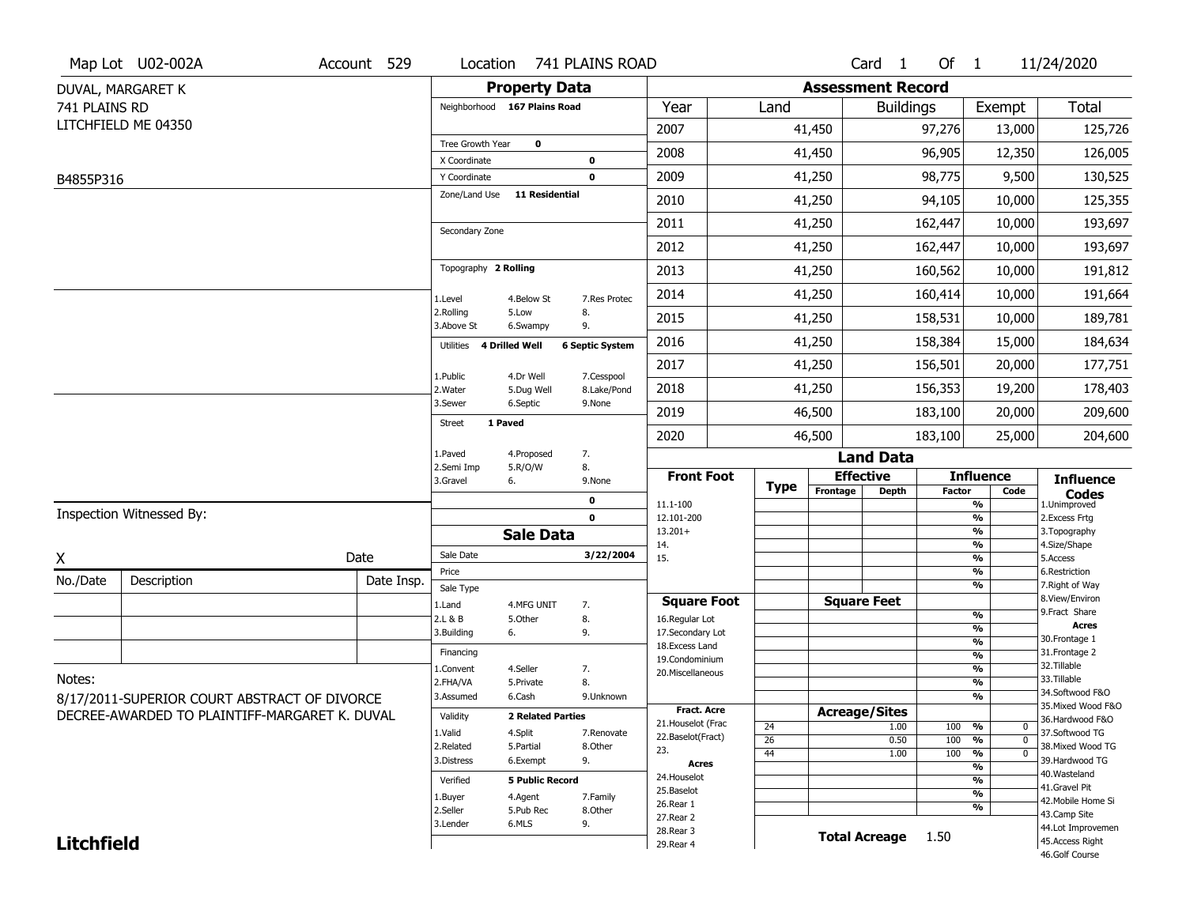Map Lot U02-002A | Account 529 | Location 741 PLAINS ROAD | Card 1 Of 1 | 11/24/2020

DUVAL, MARGARET K
741 PLAINS RD
LITCHFIELD ME 04350

B4855P316

## Property Data

Neighborhood **167 Plains Road**

Tree Growth Year **0**
X Coordinate **0**
Y Coordinate **0**
Zone/Land Use **11 Residential**

Secondary Zone

Topography **2 Rolling**

1.Level 4.Below St 7.Res Protec
2.Rolling 5.Low 8.
3.Above St 6.Swampy 9.

Utilities **4 Drilled Well** **6 Septic System**

1.Public 4.Dr Well 7.Cesspool
2.Water 5.Dug Well 8.Lake/Pond
3.Sewer 6.Septic 9.None

Street **1 Paved**

1.Paved 4.Proposed 7.
2.Semi Imp 5.R/O/W 8.
3.Gravel 6. 9.None

0
0

## Sale Data

Sale Date **3/22/2004**
Price
Sale Type
1.Land 4.MFG UNIT 7.
2.L & B 5.Other 8.
3.Building 6. 9.

Financing
1.Convent 4.Seller 7.
2.FHA/VA 5.Private 8.
3.Assumed 6.Cash 9.Unknown

Validity **2 Related Parties**
1.Valid 4.Split 7.Renovate
2.Related 5.Partial 8.Other
3.Distress 6.Exempt 9.

Verified **5 Public Record**
1.Buyer 4.Agent 7.Family
2.Seller 5.Pub Rec 8.Other
3.Lender 6.MLS 9.

## Assessment Record

| Year | Land | Buildings | Exempt | Total |
|---|---|---|---|---|
| 2007 | 41,450 | 97,276 | 13,000 | 125,726 |
| 2008 | 41,450 | 96,905 | 12,350 | 126,005 |
| 2009 | 41,250 | 98,775 | 9,500 | 130,525 |
| 2010 | 41,250 | 94,105 | 10,000 | 125,355 |
| 2011 | 41,250 | 162,447 | 10,000 | 193,697 |
| 2012 | 41,250 | 162,447 | 10,000 | 193,697 |
| 2013 | 41,250 | 160,562 | 10,000 | 191,812 |
| 2014 | 41,250 | 160,414 | 10,000 | 191,664 |
| 2015 | 41,250 | 158,531 | 10,000 | 189,781 |
| 2016 | 41,250 | 158,384 | 15,000 | 184,634 |
| 2017 | 41,250 | 156,501 | 20,000 | 177,751 |
| 2018 | 41,250 | 156,353 | 19,200 | 178,403 |
| 2019 | 46,500 | 183,100 | 20,000 | 209,600 |
| 2020 | 46,500 | 183,100 | 25,000 | 204,600 |

## Land Data

| Front Foot | Type | Effective Frontage | Effective Depth | Influence Factor | Influence Code |
|---|---|---|---|---|---|
| 11.1-100 | | | | % | |
| 12.101-200 | | | | % | |
| 13.201+ | | | | % | |
| 14. | | | | % | |
| 15. | | | | % | |
| | | | | % | |
| | | | | % | |

| Square Foot | Square Feet | Influence Factor | Influence Code |
|---|---|---|---|
| 16.Regular Lot | | % | |
| 17.Secondary Lot | | % | |
| 18.Excess Land | | % | |
| 19.Condominium | | % | |
| 20.Miscellaneous | | % | |
| | | % | |
| | | % | |

| Fract. Acre / Acres | Type | Acreage/Sites | Influence Factor | Influence Code |
|---|---|---|---|---|
| 21.Houselot (Frac | 24 | 1.00 | 100 % | 0 |
| 22.Baselot(Fract) | 26 | 0.50 | 100 % | 0 |
| 23. | 44 | 1.00 | 100 % | 0 |
| 24.Houselot | | | % | |
| 25.Baselot | | | % | |
| 26.Rear 1 | | | % | |
| 27.Rear 2 | | | % | |
| 28.Rear 3 | | | | |
| 29.Rear 4 | | | | |

**Total Acreage** 1.50

**Influence Codes**
1.Unimproved
2.Excess Frtg
3.Topography
4.Size/Shape
5.Access
6.Restriction
7.Right of Way
8.View/Environ
9.Fract Share

**Acres**
30.Frontage 1
31.Frontage 2
32.Tillable
33.Tillable
34.Softwood F&O
35.Mixed Wood F&O
36.Hardwood F&O
37.Softwood TG
38.Mixed Wood TG
39.Hardwood TG
40.Wasteland
41.Gravel Pit
42.Mobile Home Si
43.Camp Site
44.Lot Improvemen
45.Access Right
46.Golf Course

Inspection Witnessed By:

X Date

| No./Date | Description | Date Insp. |
|---|---|---|
| | | |
| | | |
| | | |

Notes:
8/17/2011-SUPERIOR COURT ABSTRACT OF DIVORCE DECREE-AWARDED TO PLAINTIFF-MARGARET K. DUVAL

**Litchfield**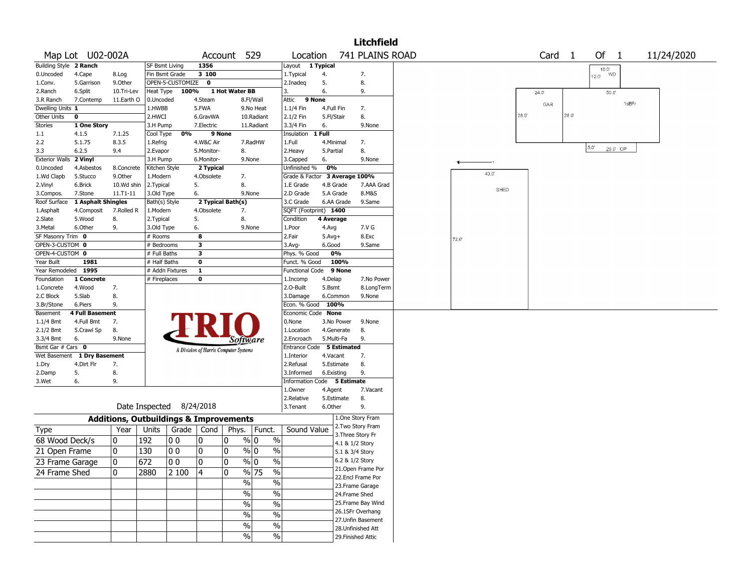# Litchfield

**Map Lot** U02-002A **Account** 529 **Location** 741 PLAINS ROAD **Card** 1 **Of** 1 11/24/2020

| Field | Value | Options |
|---|---|---|
| Building Style | 2 Ranch | 0.Uncoded, 4.Cape, 8.Log, 1.Conv., 5.Garrison, 9.Other, 2.Ranch, 6.Split, 10.Tri-Lev, 3.R Ranch, 7.Contemp, 11.Earth O |
| Dwelling Units | 1 | |
| Other Units | 0 | |
| Stories | 1 One Story | 1.1, 4.1.5, 7.1.25, 2.2, 5.1.75, 8.3.5, 3.3, 6.2.5, 9.4 |
| Exterior Walls | 2 Vinyl | 0.Uncoded, 4.Asbestos, 8.Concrete, 1.Wd Clapb, 5.Stucco, 9.Other, 2.Vinyl, 6.Brick, 10.Wd shin, 3.Compos., 7.Stone, 11.T1-11 |
| Roof Surface | 1 Asphalt Shingles | 1.Asphalt, 4.Composit, 7.Rolled R, 2.Slate, 5.Wood, 8., 3.Metal, 6.Other, 9. |
| SF Masonry Trim | 0 | |
| OPEN-3-CUSTOM | 0 | |
| OPEN-4-CUSTOM | 0 | |
| Year Built | 1981 | |
| Year Remodeled | 1995 | |
| Foundation | 1 Concrete | 1.Concrete, 4.Wood, 7., 2.C Block, 5.Slab, 8., 3.Br/Stone, 6.Piers, 9. |
| Basement | 4 Full Basement | 1.1/4 Bmt, 4.Full Bmt, 7., 2.1/2 Bmt, 5.Crawl Sp, 8., 3.3/4 Bmt, 6., 9.None |
| Bsmt Gar # Cars | 0 | |
| Wet Basement | 1 Dry Basement | 1.Dry, 4.Dirt Flr, 7., 2.Damp, 5., 8., 3.Wet, 6., 9. |

| Field | Value | Options |
|---|---|---|
| SF Bsmt Living | 1356 | |
| Fin Bsmt Grade | 3 100 | |
| OPEN-5-CUSTOMIZE | 0 | |
| Heat Type | 100% 1 Hot Water BB | 0.Uncoded, 4.Steam, 8.Fl/Wall, 1.HWBB, 5.FWA, 9.No Heat, 2.HWCI, 6.GravWA, 10.Radiant, 3.H Pump, 7.Electric, 11.Radiant |
| Cool Type | 0% 9 None | 1.Refrig, 4.W&C Air, 7.RadHW, 2.Evapor, 5.Monitor-, 8., 3.H Pump, 6.Monitor-, 9.None |
| Kitchen Style | 2 Typical | 1.Modern, 4.Obsolete, 7., 2.Typical, 5., 8., 3.Old Type, 6., 9.None |
| Bath(s) Style | 2 Typical Bath(s) | 1.Modern, 4.Obsolete, 7., 2.Typical, 5., 8., 3.Old Type, 6., 9.None |
| # Rooms | 8 | |
| # Bedrooms | 3 | |
| # Full Baths | 3 | |
| # Half Baths | 0 | |
| # Addn Fixtures | 1 | |
| # Fireplaces | 0 | |

| Field | Value | Options |
|---|---|---|
| Layout | 1 Typical | 1.Typical, 4., 7., 2.Inadeq, 5., 8., 3., 6., 9. |
| Attic | 9 None | 1.1/4 Fin, 4.Full Fin, 7., 2.1/2 Fin, 5.Fl/Stair, 8., 3.3/4 Fin, 6., 9.None |
| Insulation | 1 Full | 1.Full, 4.Minimal, 7., 2.Heavy, 5.Partial, 8., 3.Capped, 6., 9.None |
| Unfinished % | 0% | |
| Grade & Factor | 3 Average 100% | 1.E Grade, 4.B Grade, 7.AAA Grad, 2.D Grade, 5.A Grade, 8.M&S, 3.C Grade, 6.AA Grade, 9.Same |
| SQFT (Footprint) | 1400 | |
| Condition | 4 Average | 1.Poor, 4.Avg, 7.V G, 2.Fair, 5.Avg+, 8.Exc, 3.Avg-, 6.Good, 9.Same |
| Phys. % Good | 0% | |
| Funct. % Good | 100% | |
| Functional Code | 9 None | 1.Incomp, 4.Delap, 7.No Power, 2.O-Built, 5.Bsmt, 8.LongTerm, 3.Damage, 6.Common, 9.None |
| Econ. % Good | 100% | |
| Economic Code | None | 0.None, 3.No Power, 9.None, 1.Location, 4.Generate, 8., 2.Encroach, 5.Multi-Fa, 9. |
| Entrance Code | 5 Estimated | 1.Interior, 4.Vacant, 7., 2.Refusal, 5.Estimate, 8., 3.Informed, 6.Existing, 9. |
| Information Code | 5 Estimate | 1.Owner, 4.Agent, 7.Vacant, 2.Relative, 5.Estimate, 8., 3.Tenant, 6.Other, 9. |

Date Inspected 8/24/2018

## Additions, Outbuildings & Improvements

| Type | Year | Units | Grade | Cond | Phys. | Funct. | Sound Value |
|---|---|---|---|---|---|---|---|
| 68 Wood Deck/s | 0 | 192 | 0 0 | 0 | 0 % | 0 % | |
| 21 Open Frame | 0 | 130 | 0 0 | 0 | 0 % | 0 % | |
| 23 Frame Garage | 0 | 672 | 0 0 | 0 | 0 % | 0 % | |
| 24 Frame Shed | 0 | 2880 | 2 100 | 4 | 0 % | 75 % | |

1.One Story Fram, 2.Two Story Fram, 3.Three Story Fr, 4.1 & 1/2 Story, 5.1 & 3/4 Story, 6.2 & 1/2 Story, 21.Open Frame Por, 22.Encl Frame Por, 23.Frame Garage, 24.Frame Shed, 25.Frame Bay Wind, 26.1SFr Overhang, 27.Unfin Basement, 28.Unfinished Att, 29.Finished Attic

Sketch labels: WD 16.0' x 12.0'; GAR 24.0' x 28.0'; 1sBFr 50.0' x 28.0'; OP 26.0' x 5.0'; SHED 40.0' x 72.0'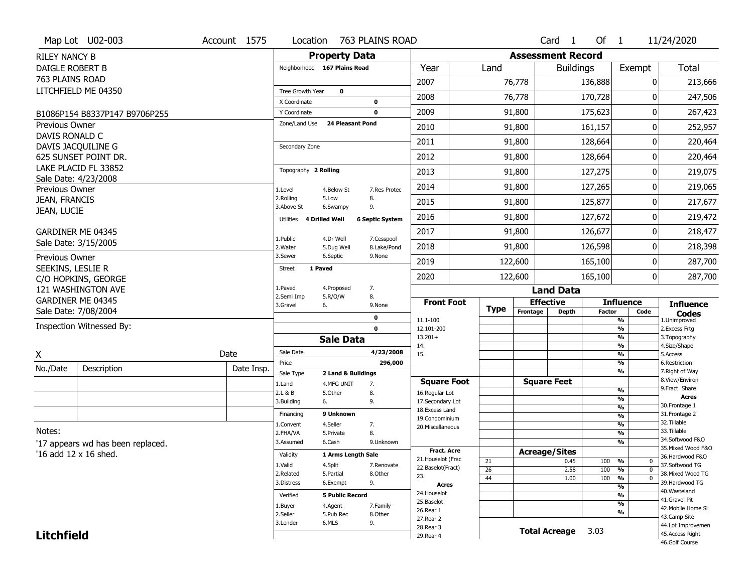Map Lot U02-003 | Account 1575 | Location 763 PLAINS ROAD | Card 1 Of 1 | 11/24/2020

RILEY NANCY B
DAIGLE ROBERT B
763 PLAINS ROAD
LITCHFIELD ME 04350

B1086P154 B8337P147 B9706P255

Previous Owner
DAVIS RONALD C
DAVIS JACQUILINE G
625 SUNSET POINT DR.
LAKE PLACID FL 33852
Sale Date: 4/23/2008

Previous Owner
JEAN, FRANCIS
JEAN, LUCIE

GARDINER ME 04345
Sale Date: 3/15/2005

Previous Owner
SEEKINS, LESLIE R
C/O HOPKINS, GEORGE
121 WASHINGTON AVE
GARDINER ME 04345
Sale Date: 7/08/2004

Inspection Witnessed By:

X ______ Date ______

| No./Date | Description | Date Insp. |
|---|---|---|
| | | |
| | | |
| | | |

Notes:
'17 appears wd has been replaced.
'16 add 12 x 16 shed.

**Litchfield**

## Property Data

- Neighborhood: 167 Plains Road
- Tree Growth Year: 0
- X Coordinate: 0
- Y Coordinate: 0
- Zone/Land Use: 24 Pleasant Pond
- Secondary Zone:
- Topography: 2 Rolling
  - 1.Level 2.Rolling 3.Above St 4.Below St 5.Low 6.Swampy 7.Res Protec 8. 9.
- Utilities: 4 Drilled Well, 6 Septic System
  - 1.Public 2.Water 3.Sewer 4.Dr Well 5.Dug Well 6.Septic 7.Cesspool 8.Lake/Pond 9.None
- Street: 1 Paved
  - 1.Paved 2.Semi Imp 3.Gravel 4.Proposed 5.R/O/W 6. 7. 8. 9.None
- 0
- 0

## Sale Data

- Sale Date: 4/23/2008
- Price: 296,000
- Sale Type: 2 Land & Buildings
  - 1.Land 2.L & B 3.Building 4.MFG UNIT 5.Other 6. 7. 8. 9.
- Financing: 9 Unknown
  - 1.Convent 2.FHA/VA 3.Assumed 4.Seller 5.Private 6.Cash 7. 8. 9.Unknown
- Validity: 1 Arms Length Sale
  - 1.Valid 2.Related 3.Distress 4.Split 5.Partial 6.Exempt 7.Renovate 8.Other 9.
- Verified: 5 Public Record
  - 1.Buyer 2.Seller 3.Lender 4.Agent 5.Pub Rec 6.MLS 7.Family 8.Other 9.

## Assessment Record

| Year | Land | Buildings | Exempt | Total |
|---|---|---|---|---|
| 2007 | 76,778 | 136,888 | 0 | 213,666 |
| 2008 | 76,778 | 170,728 | 0 | 247,506 |
| 2009 | 91,800 | 175,623 | 0 | 267,423 |
| 2010 | 91,800 | 161,157 | 0 | 252,957 |
| 2011 | 91,800 | 128,664 | 0 | 220,464 |
| 2012 | 91,800 | 128,664 | 0 | 220,464 |
| 2013 | 91,800 | 127,275 | 0 | 219,075 |
| 2014 | 91,800 | 127,265 | 0 | 219,065 |
| 2015 | 91,800 | 125,877 | 0 | 217,677 |
| 2016 | 91,800 | 127,672 | 0 | 219,472 |
| 2017 | 91,800 | 126,677 | 0 | 218,477 |
| 2018 | 91,800 | 126,598 | 0 | 218,398 |
| 2019 | 122,600 | 165,100 | 0 | 287,700 |
| 2020 | 122,600 | 165,100 | 0 | 287,700 |

## Land Data

Front Foot: 11.1-100, 12.101-200, 13.201+, 14., 15.

Square Foot: 16.Regular Lot, 17.Secondary Lot, 18.Excess Land, 19.Condominium, 20.Miscellaneous

Fract. Acre: 21.Houselot (Frac), 22.Baselot(Fract), 23.

Acres: 24.Houselot, 25.Baselot, 26.Rear 1, 27.Rear 2, 28.Rear 3, 29.Rear 4

### Acreage/Sites

| Type | Acreage/Sites | Influence Factor | Code |
|---|---|---|---|
| 21 | 0.45 | 100 % | 0 |
| 26 | 2.58 | 100 % | 0 |
| 44 | 1.00 | 100 % | 0 |

**Total Acreage** 3.03

### Influence Codes

1.Unimproved, 2.Excess Frtg, 3.Topography, 4.Size/Shape, 5.Access, 6.Restriction, 7.Right of Way, 8.View/Environ, 9.Fract Share

**Acres**: 30.Frontage 1, 31.Frontage 2, 32.Tillable, 33.Tillable, 34.Softwood F&O, 35.Mixed Wood F&O, 36.Hardwood F&O, 37.Softwood TG, 38.Mixed Wood TG, 39.Hardwood TG, 40.Wasteland, 41.Gravel Pit, 42.Mobile Home Si, 43.Camp Site, 44.Lot Improvemen, 45.Access Right, 46.Golf Course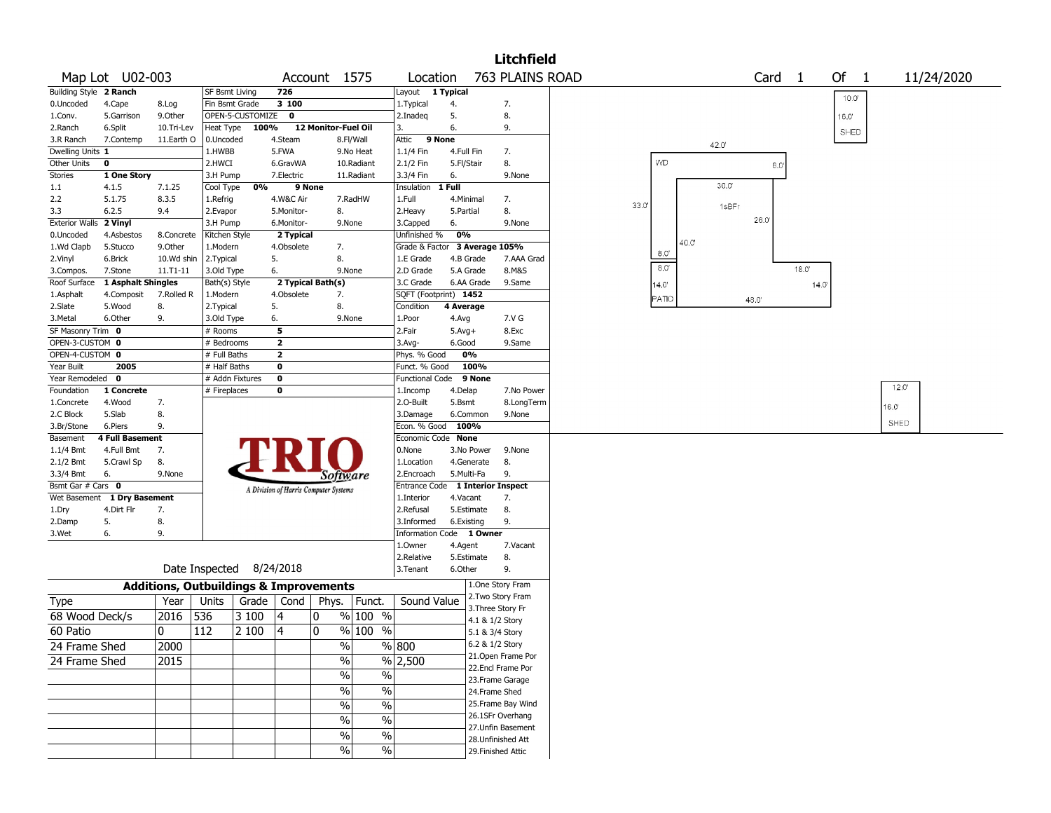# Litchfield

**Map Lot** U02-003 **Account** 1575 **Location** 763 PLAINS ROAD **Card** 1 **Of** 1 11/24/2020

| Building Style | 2 Ranch | | SF Bsmt Living | 726 | | Layout | 1 Typical | |
|---|---|---|---|---|---|---|---|---|
| 0.Uncoded | 4.Cape | 8.Log | Fin Bsmt Grade | 3 100 | | 1.Typical | 4. | 7. |
| 1.Conv. | 5.Garrison | 9.Other | OPEN-5-CUSTOMIZE | 0 | | 2.Inadeq | 5. | 8. |
| 2.Ranch | 6.Split | 10.Tri-Lev | Heat Type 100% | 12 Monitor-Fuel Oil | | 3. | 6. | 9. |
| 3.R Ranch | 7.Contemp | 11.Earth O | 0.Uncoded | 4.Steam | 8.Fl/Wall | Attic | 9 None | |
| Dwelling Units | 1 | | 1.HWBB | 5.FWA | 9.No Heat | 1.1/4 Fin | 4.Full Fin | 7. |
| Other Units | 0 | | 2.HWCI | 6.GravWA | 10.Radiant | 2.1/2 Fin | 5.Fl/Stair | 8. |
| Stories | 1 One Story | | 3.H Pump | 7.Electric | 11.Radiant | 3.3/4 Fin | 6. | 9.None |
| 1.1 | 4.1.5 | 7.1.25 | Cool Type 0% | 9 None | | Insulation | 1 Full | |
| 2.2 | 5.1.75 | 8.3.5 | 1.Refrig | 4.W&C Air | 7.RadHW | 1.Full | 4.Minimal | 7. |
| 3.3 | 6.2.5 | 9.4 | 2.Evapor | 5.Monitor- | 8. | 2.Heavy | 5.Partial | 8. |
| Exterior Walls | 2 Vinyl | | 3.H Pump | 6.Monitor- | 9.None | 3.Capped | 6. | 9.None |
| 0.Uncoded | 4.Asbestos | 8.Concrete | Kitchen Style | 2 Typical | | Unfinished % | 0% | |
| 1.Wd Clapb | 5.Stucco | 9.Other | 1.Modern | 4.Obsolete | 7. | Grade & Factor | 3 Average 105% | |
| 2.Vinyl | 6.Brick | 10.Wd shin | 2.Typical | 5. | 8. | 1.E Grade | 4.B Grade | 7.AAA Grad |
| 3.Compos. | 7.Stone | 11.T1-11 | 3.Old Type | 6. | 9.None | 2.D Grade | 5.A Grade | 8.M&S |
| Roof Surface | 1 Asphalt Shingles | | Bath(s) Style | 2 Typical Bath(s) | | 3.C Grade | 6.AA Grade | 9.Same |
| 1.Asphalt | 4.Composit | 7.Rolled R | 1.Modern | 4.Obsolete | 7. | SQFT (Footprint) | 1452 | |
| 2.Slate | 5.Wood | 8. | 2.Typical | 5. | 8. | Condition | 4 Average | |
| 3.Metal | 6.Other | 9. | 3.Old Type | 6. | 9.None | 1.Poor | 4.Avg | 7.V G |
| SF Masonry Trim | 0 | | # Rooms | 5 | | 2.Fair | 5.Avg+ | 8.Exc |
| OPEN-3-CUSTOM | 0 | | # Bedrooms | 2 | | 3.Avg- | 6.Good | 9.Same |
| OPEN-4-CUSTOM | 0 | | # Full Baths | 2 | | Phys. % Good | 0% | |
| Year Built | 2005 | | # Half Baths | 0 | | Funct. % Good | 100% | |
| Year Remodeled | 0 | | # Addn Fixtures | 0 | | Functional Code | 9 None | |
| Foundation | 1 Concrete | | # Fireplaces | 0 | | 1.Incomp | 4.Delap | 7.No Power |
| 1.Concrete | 4.Wood | 7. | | | | 2.O-Built | 5.Bsmt | 8.LongTerm |
| 2.C Block | 5.Slab | 8. | | | | 3.Damage | 6.Common | 9.None |
| 3.Br/Stone | 6.Piers | 9. | | | | Econ. % Good | 100% | |
| Basement | 4 Full Basement | | | | | Economic Code | None | |
| 1.1/4 Bmt | 4.Full Bmt | 7. | | | | 0.None | 3.No Power | 9.None |
| 2.1/2 Bmt | 5.Crawl Sp | 8. | | | | 1.Location | 4.Generate | 8. |
| 3.3/4 Bmt | 6. | 9.None | | | | 2.Encroach | 5.Multi-Fa | 9. |
| Bsmt Gar # Cars | 0 | | | | | Entrance Code | 1 Interior Inspect | |
| Wet Basement | 1 Dry Basement | | | | | 1.Interior | 4.Vacant | 7. |
| 1.Dry | 4.Dirt Flr | 7. | | | | 2.Refusal | 5.Estimate | 8. |
| 2.Damp | 5. | 8. | | | | 3.Informed | 6.Existing | 9. |
| 3.Wet | 6. | 9. | | | | Information Code | 1 Owner | |
| | | | | | | 1.Owner | 4.Agent | 7.Vacant |
| | | | | | | 2.Relative | 5.Estimate | 8. |
| | | | Date Inspected | 8/24/2018 | | 3.Tenant | 6.Other | 9. |

TRIO Software — A Division of Harris Computer Systems

## Additions, Outbuildings & Improvements

| Type | Year | Units | Grade | Cond | Phys. | Funct. | Sound Value |
|---|---|---|---|---|---|---|---|
| 68 Wood Deck/s | 2016 | 536 | 3 100 | 4 | 0 % | 100 % | |
| 60 Patio | 0 | 112 | 2 100 | 4 | 0 % | 100 % | |
| 24 Frame Shed | 2000 | | | | % | % | 800 |
| 24 Frame Shed | 2015 | | | | % | % | 2,500 |
| | | | | | % | % | |
| | | | | | % | % | |
| | | | | | % | % | |
| | | | | | % | % | |
| | | | | | % | % | |
| | | | | | % | % | |

1.One Story Fram
2.Two Story Fram
3.Three Story Fr
4.1 & 1/2 Story
5.1 & 3/4 Story
6.2 & 1/2 Story
21.Open Frame Por
22.Encl Frame Por
23.Frame Garage
24.Frame Shed
25.Frame Bay Wind
26.1SFr Overhang
27.Unfin Basement
28.Unfinished Att
29.Finished Attic

Sketch labels: SHED 10.0' x 16.0'; WD 42.0', 8.0', 33.0'; 1sBFr 30.0', 26.0', 40.0', 18.0', 14.0', 48.0', 8.0'; PATIO 8.0', 14.0'; SHED 12.0' x 16.0'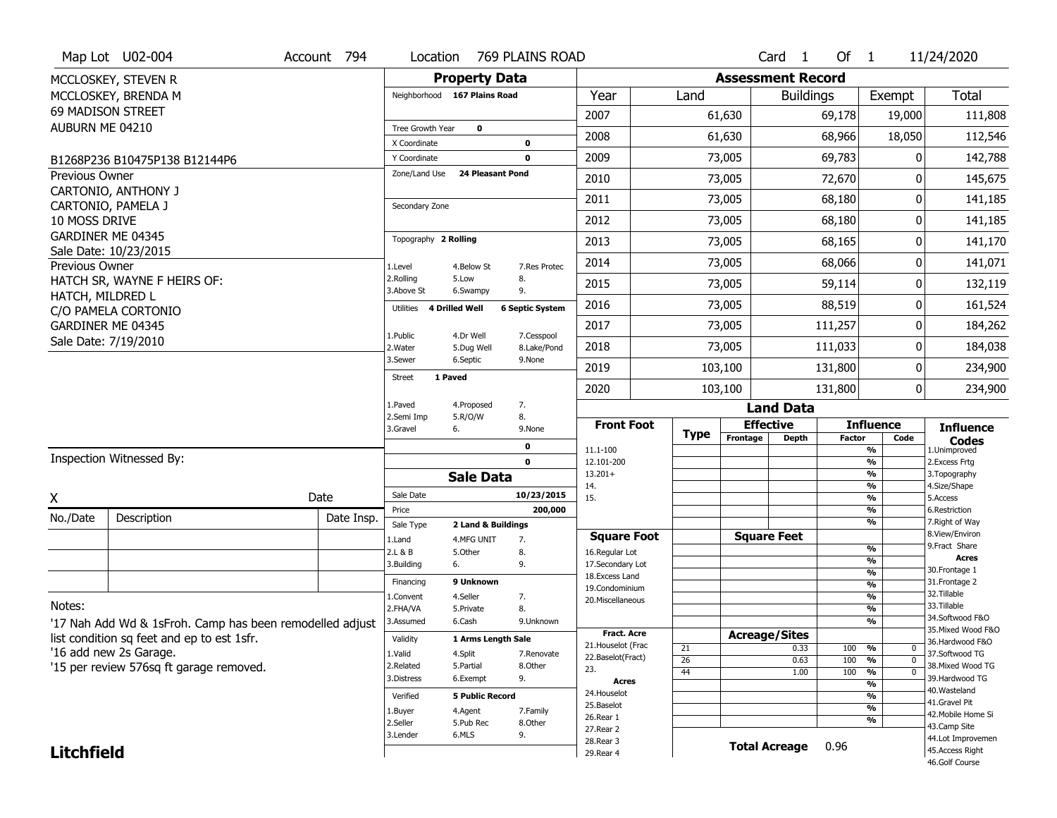Map Lot U02-004 | Account 794 | Location 769 PLAINS ROAD | Card 1 Of 1 | 11/24/2020

MCCLOSKEY, STEVEN R
MCCLOSKEY, BRENDA M
69 MADISON STREET
AUBURN ME 04210

B1268P236 B10475P138 B12144P6

Previous Owner
CARTONIO, ANTHONY J
CARTONIO, PAMELA J
10 MOSS DRIVE
GARDINER ME 04345
Sale Date: 10/23/2015

Previous Owner
HATCH SR, WAYNE F HEIRS OF:
HATCH, MILDRED L
C/O PAMELA CORTONIO
GARDINER ME 04345
Sale Date: 7/19/2010

## Property Data

Neighborhood: 167 Plains Road
Tree Growth Year: 0
X Coordinate: 0
Y Coordinate: 0
Zone/Land Use: 24 Pleasant Pond
Secondary Zone:
Topography: 2 Rolling

1.Level 4.Below St 7.Res Protec
2.Rolling 5.Low 8.
3.Above St 6.Swampy 9.

Utilities: 4 Drilled Well, 6 Septic System

1.Public 4.Dr Well 7.Cesspool
2.Water 5.Dug Well 8.Lake/Pond
3.Sewer 6.Septic 9.None

Street: 1 Paved

1.Paved 4.Proposed 7.
2.Semi Imp 5.R/O/W 8.
3.Gravel 6. 9.None

0
0

## Assessment Record

| Year | Land | Buildings | Exempt | Total |
|---|---|---|---|---|
| 2007 | 61,630 | 69,178 | 19,000 | 111,808 |
| 2008 | 61,630 | 68,966 | 18,050 | 112,546 |
| 2009 | 73,005 | 69,783 | 0 | 142,788 |
| 2010 | 73,005 | 72,670 | 0 | 145,675 |
| 2011 | 73,005 | 68,180 | 0 | 141,185 |
| 2012 | 73,005 | 68,180 | 0 | 141,185 |
| 2013 | 73,005 | 68,165 | 0 | 141,170 |
| 2014 | 73,005 | 68,066 | 0 | 141,071 |
| 2015 | 73,005 | 59,114 | 0 | 132,119 |
| 2016 | 73,005 | 88,519 | 0 | 161,524 |
| 2017 | 73,005 | 111,257 | 0 | 184,262 |
| 2018 | 73,005 | 111,033 | 0 | 184,038 |
| 2019 | 103,100 | 131,800 | 0 | 234,900 |
| 2020 | 103,100 | 131,800 | 0 | 234,900 |

## Land Data

| Front Foot | Type | Effective Frontage | Effective Depth | Influence Factor | Influence Code |
|---|---|---|---|---|---|
| 11.1-100 | | | | % | |
| 12.101-200 | | | | % | |
| 13.201+ | | | | % | |
| 14. | | | | % | |
| 15. | | | | % | |
| | | | | % | |
| | | | | % | |

| Square Foot | | Square Feet | | | |
|---|---|---|---|---|---|
| 16.Regular Lot | | | | % | |
| 17.Secondary Lot | | | | % | |
| 18.Excess Land | | | | % | |
| 19.Condominium | | | | % | |
| 20.Miscellaneous | | | | % | |
| | | | | % | |
| | | | | % | |

| Fract. Acre / Acres | Type | Acreage/Sites | Factor | | Code |
|---|---|---|---|---|---|
| 21.Houselot (Frac | 21 | 0.33 | 100 | % | 0 |
| 22.Baselot(Fract) | 26 | 0.63 | 100 | % | 0 |
| 23. | 44 | 1.00 | 100 | % | 0 |
| 24.Houselot | | | | % | |
| 25.Baselot | | | | % | |
| 26.Rear 1 | | | | % | |
| 27.Rear 2 | | | | % | |
| 28.Rear 3 | | | | | |
| 29.Rear 4 | | | | | |

Total Acreage 0.96

**Influence Codes**
1.Unimproved
2.Excess Frtg
3.Topography
4.Size/Shape
5.Access
6.Restriction
7.Right of Way
8.View/Environ
9.Fract Share

**Acres**
30.Frontage 1
31.Frontage 2
32.Tillable
33.Tillable
34.Softwood F&O
35.Mixed Wood F&O
36.Hardwood F&O
37.Softwood TG
38.Mixed Wood TG
39.Hardwood TG
40.Wasteland
41.Gravel Pit
42.Mobile Home Si
43.Camp Site
44.Lot Improvemen
45.Access Right
46.Golf Course

## Sale Data

Sale Date: 10/23/2015
Price: 200,000
Sale Type: 2 Land & Buildings

1.Land 4.MFG UNIT 7.
2.L & B 5.Other 8.
3.Building 6. 9.

Financing: 9 Unknown

1.Convent 4.Seller 7.
2.FHA/VA 5.Private 8.
3.Assumed 6.Cash 9.Unknown

Validity: 1 Arms Length Sale

1.Valid 4.Split 7.Renovate
2.Related 5.Partial 8.Other
3.Distress 6.Exempt 9.

Verified: 5 Public Record

1.Buyer 4.Agent 7.Family
2.Seller 5.Pub Rec 8.Other
3.Lender 6.MLS 9.

Inspection Witnessed By:

X ____________ Date

| No./Date | Description | Date Insp. |
|---|---|---|
| | | |
| | | |
| | | |

Notes:
'17 Nah Add Wd & 1sFroh. Camp has been remodelled adjust list condition sq feet and ep to est 1sfr.
'16 add new 2s Garage.
'15 per review 576sq ft garage removed.

**Litchfield**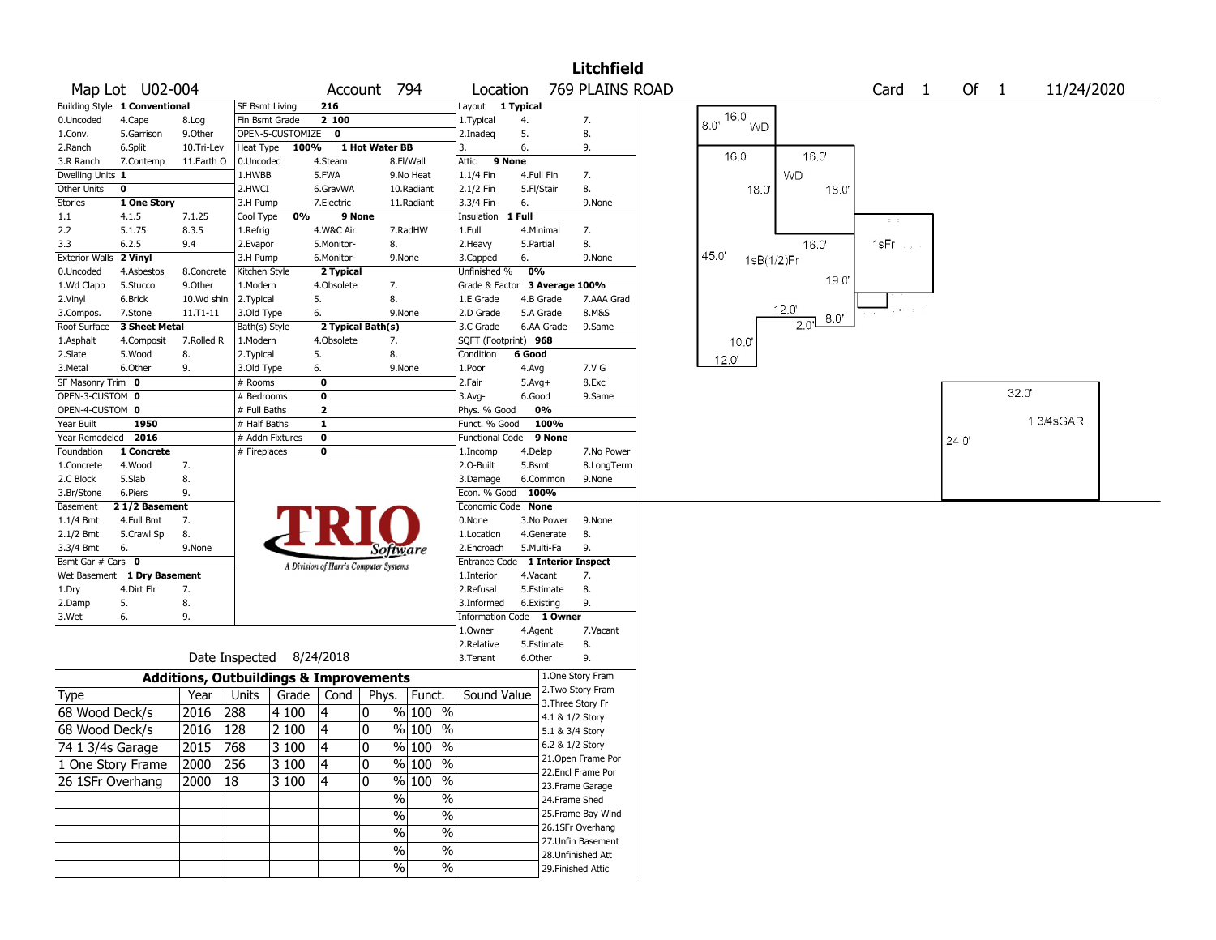# Litchfield

**Map Lot** U02-004 **Account** 794 **Location** 769 PLAINS ROAD **Card** 1 **Of** 1 11/24/2020

| Building Style | 1 Conventional | | SF Bsmt Living | 216 | | Layout | 1 Typical | |
|---|---|---|---|---|---|---|---|---|
| 0.Uncoded | 4.Cape | 8.Log | Fin Bsmt Grade | 2 100 | | 1.Typical | 4. | 7. |
| 1.Conv. | 5.Garrison | 9.Other | OPEN-5-CUSTOMIZE | 0 | | 2.Inadeq | 5. | 8. |
| 2.Ranch | 6.Split | 10.Tri-Lev | Heat Type 100% | 1 Hot Water BB | | 3. | 6. | 9. |
| 3.R Ranch | 7.Contemp | 11.Earth O | 0.Uncoded | 4.Steam | 8.Fl/Wall | Attic | 9 None | |
| Dwelling Units | 1 | | 1.HWBB | 5.FWA | 9.No Heat | 1.1/4 Fin | 4.Full Fin | 7. |
| Other Units | 0 | | 2.HWCI | 6.GravWA | 10.Radiant | 2.1/2 Fin | 5.Fl/Stair | 8. |
| Stories | 1 One Story | | 3.H Pump | 7.Electric | 11.Radiant | 3.3/4 Fin | 6. | 9.None |
| 1.1 | 4.1.5 | 7.1.25 | Cool Type 0% | 9 None | | Insulation | 1 Full | |
| 2.2 | 5.1.75 | 8.3.5 | 1.Refrig | 4.W&C Air | 7.RadHW | 1.Full | 4.Minimal | 7. |
| 3.3 | 6.2.5 | 9.4 | 2.Evapor | 5.Monitor- | 8. | 2.Heavy | 5.Partial | 8. |
| Exterior Walls | 2 Vinyl | | 3.H Pump | 6.Monitor- | 9.None | 3.Capped | 6. | 9.None |
| 0.Uncoded | 4.Asbestos | 8.Concrete | Kitchen Style | 2 Typical | | Unfinished % | 0% | |
| 1.Wd Clapb | 5.Stucco | 9.Other | 1.Modern | 4.Obsolete | 7. | Grade & Factor | 3 Average 100% | |
| 2.Vinyl | 6.Brick | 10.Wd shin | 2.Typical | 5. | 8. | 1.E Grade | 4.B Grade | 7.AAA Grad |
| 3.Compos. | 7.Stone | 11.T1-11 | 3.Old Type | 6. | 9.None | 2.D Grade | 5.A Grade | 8.M&S |
| Roof Surface | 3 Sheet Metal | | Bath(s) Style | 2 Typical Bath(s) | | 3.C Grade | 6.AA Grade | 9.Same |
| 1.Asphalt | 4.Composit | 7.Rolled R | 1.Modern | 4.Obsolete | 7. | SQFT (Footprint) | 968 | |
| 2.Slate | 5.Wood | 8. | 2.Typical | 5. | 8. | Condition | 6 Good | |
| 3.Metal | 6.Other | 9. | 3.Old Type | 6. | 9.None | 1.Poor | 4.Avg | 7.V G |
| SF Masonry Trim | 0 | | # Rooms | 0 | | 2.Fair | 5.Avg+ | 8.Exc |
| OPEN-3-CUSTOM | 0 | | # Bedrooms | 0 | | 3.Avg- | 6.Good | 9.Same |
| OPEN-4-CUSTOM | 0 | | # Full Baths | 2 | | Phys. % Good | 0% | |
| Year Built | 1950 | | # Half Baths | 1 | | Funct. % Good | 100% | |
| Year Remodeled | 2016 | | # Addn Fixtures | 0 | | Functional Code | 9 None | |
| Foundation | 1 Concrete | | # Fireplaces | 0 | | 1.Incomp | 4.Delap | 7.No Power |
| 1.Concrete | 4.Wood | 7. | | | | 2.O-Built | 5.Bsmt | 8.LongTerm |
| 2.C Block | 5.Slab | 8. | | | | 3.Damage | 6.Common | 9.None |
| 3.Br/Stone | 6.Piers | 9. | | | | Econ. % Good | 100% | |
| Basement | 2 1/2 Basement | | | | | Economic Code | None | |
| 1.1/4 Bmt | 4.Full Bmt | 7. | | | | 0.None | 3.No Power | 9.None |
| 2.1/2 Bmt | 5.Crawl Sp | 8. | | | | 1.Location | 4.Generate | 8. |
| 3.3/4 Bmt | 6. | 9.None | | | | 2.Encroach | 5.Multi-Fa | 9. |
| Bsmt Gar # Cars | 0 | | | | | Entrance Code | 1 Interior Inspect | |
| Wet Basement | 1 Dry Basement | | | | | 1.Interior | 4.Vacant | 7. |
| 1.Dry | 4.Dirt Flr | 7. | | | | 2.Refusal | 5.Estimate | 8. |
| 2.Damp | 5. | 8. | | | | 3.Informed | 6.Existing | 9. |
| 3.Wet | 6. | 9. | | | | Information Code | 1 Owner | |
| | | | | | | 1.Owner | 4.Agent | 7.Vacant |
| | | | | | | 2.Relative | 5.Estimate | 8. |
| | | | | | | 3.Tenant | 6.Other | 9. |

TRIO Software — A Division of Harris Computer Systems

Date Inspected 8/24/2018

## Additions, Outbuildings & Improvements

| Type | Year | Units | Grade | Cond | Phys. | Funct. | Sound Value |
|---|---|---|---|---|---|---|---|
| 68 Wood Deck/s | 2016 | 288 | 4 100 | 4 | 0 % | 100 % | |
| 68 Wood Deck/s | 2016 | 128 | 2 100 | 4 | 0 % | 100 % | |
| 74 1 3/4s Garage | 2015 | 768 | 3 100 | 4 | 0 % | 100 % | |
| 1 One Story Frame | 2000 | 256 | 3 100 | 4 | 0 % | 100 % | |
| 26 1SFr Overhang | 2000 | 18 | 3 100 | 4 | 0 % | 100 % | |
| | | | | | % | % | |
| | | | | | % | % | |
| | | | | | % | % | |
| | | | | | % | % | |
| | | | | | % | % | |

1.One Story Fram
2.Two Story Fram
3.Three Story Fr
4.1 & 1/2 Story
5.1 & 3/4 Story
6.2 & 1/2 Story
21.Open Frame Por
22.Encl Frame Por
23.Frame Garage
24.Frame Shed
25.Frame Bay Wind
26.1SFr Overhang
27.Unfin Basement
28.Unfinished Att
29.Finished Attic

Sketch labels: 16.0' 8.0' WD; 16.0' 16.0' WD 18.0' 18.0'; 45.0' 1sB(1/2)Fr 16.0' 19.0' 1sFr; 12.0' 2.0' 8.0'; 10.0' 12.0'; 32.0' 24.0' 1 3/4sGAR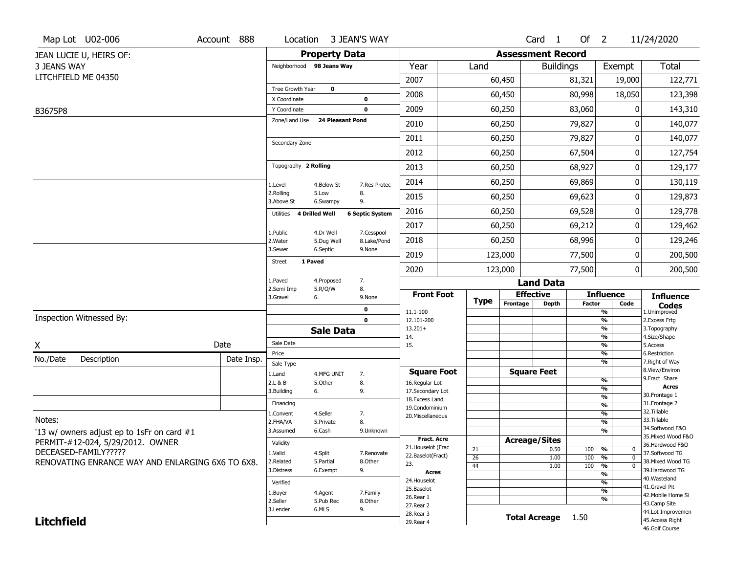Map Lot U02-006 | Account 888 | Location 3 JEAN'S WAY | Card 1 Of 2 | 11/24/2020

JEAN LUCIE U, HEIRS OF:
3 JEANS WAY
LITCHFIELD ME 04350

B3675P8

## Property Data

- Neighborhood: 98 Jeans Way
- Tree Growth Year: 0
- X Coordinate: 0
- Y Coordinate: 0
- Zone/Land Use: 24 Pleasant Pond
- Secondary Zone:
- Topography: 2 Rolling
  - 1.Level 4.Below St 7.Res Protec
  - 2.Rolling 5.Low 8.
  - 3.Above St 6.Swampy 9.
- Utilities: 4 Drilled Well, 6 Septic System
  - 1.Public 4.Dr Well 7.Cesspool
  - 2.Water 5.Dug Well 8.Lake/Pond
  - 3.Sewer 6.Septic 9.None
- Street: 1 Paved
  - 1.Paved 4.Proposed 7.
  - 2.Semi Imp 5.R/O/W 8.
  - 3.Gravel 6. 9.None
- 0
- 0

## Sale Data

- Sale Date:
- Price:
- Sale Type:
  - 1.Land 4.MFG UNIT 7.
  - 2.L & B 5.Other 8.
  - 3.Building 6. 9.
- Financing:
  - 1.Convent 4.Seller 7.
  - 2.FHA/VA 5.Private 8.
  - 3.Assumed 6.Cash 9.Unknown
- Validity:
  - 1.Valid 4.Split 7.Renovate
  - 2.Related 5.Partial 8.Other
  - 3.Distress 6.Exempt 9.
- Verified:
  - 1.Buyer 4.Agent 7.Family
  - 2.Seller 5.Pub Rec 8.Other
  - 3.Lender 6.MLS 9.

## Assessment Record

| Year | Land | Buildings | Exempt | Total |
|---|---|---|---|---|
| 2007 | 60,450 | 81,321 | 19,000 | 122,771 |
| 2008 | 60,450 | 80,998 | 18,050 | 123,398 |
| 2009 | 60,250 | 83,060 | 0 | 143,310 |
| 2010 | 60,250 | 79,827 | 0 | 140,077 |
| 2011 | 60,250 | 79,827 | 0 | 140,077 |
| 2012 | 60,250 | 67,504 | 0 | 127,754 |
| 2013 | 60,250 | 68,927 | 0 | 129,177 |
| 2014 | 60,250 | 69,869 | 0 | 130,119 |
| 2015 | 60,250 | 69,623 | 0 | 129,873 |
| 2016 | 60,250 | 69,528 | 0 | 129,778 |
| 2017 | 60,250 | 69,212 | 0 | 129,462 |
| 2018 | 60,250 | 68,996 | 0 | 129,246 |
| 2019 | 123,000 | 77,500 | 0 | 200,500 |
| 2020 | 123,000 | 77,500 | 0 | 200,500 |

## Land Data

| Type | Effective Frontage | Effective Depth | Influence Factor | Influence Code |
|---|---|---|---|---|
| 21 | | 0.50 | 100 % | 0 |
| 26 | | 1.00 | 100 % | 0 |
| 44 | | 1.00 | 100 % | 0 |

Front Foot: 11.1-100, 12.101-200, 13.201+, 14., 15.

Square Foot: 16.Regular Lot, 17.Secondary Lot, 18.Excess Land, 19.Condominium, 20.Miscellaneous

Fract. Acre: 21.Houselot (Frac), 22.Baselot(Fract), 23.

Acres: 24.Houselot, 25.Baselot, 26.Rear 1, 27.Rear 2, 28.Rear 3, 29.Rear 4

**Total Acreage** 1.50

Influence Codes: 1.Unimproved, 2.Excess Frtg, 3.Topography, 4.Size/Shape, 5.Access, 6.Restriction, 7.Right of Way, 8.View/Environ, 9.Fract Share

Acres: 30.Frontage 1, 31.Frontage 2, 32.Tillable, 33.Tillable, 34.Softwood F&O, 35.Mixed Wood F&O, 36.Hardwood F&O, 37.Softwood TG, 38.Mixed Wood TG, 39.Hardwood TG, 40.Wasteland, 41.Gravel Pit, 42.Mobile Home Si, 43.Camp Site, 44.Lot Improvemen, 45.Access Right, 46.Golf Course

Inspection Witnessed By:

X ______ Date

| No./Date | Description | Date Insp. |
|---|---|---|
| | | |
| | | |
| | | |

Notes:

'13 w/ owners adjust ep to 1sFr on card #1
PERMIT-#12-024, 5/29/2012. OWNER DECEASED-FAMILY?????
RENOVATING ENRANCE WAY AND ENLARGING 6X6 TO 6X8.

**Litchfield**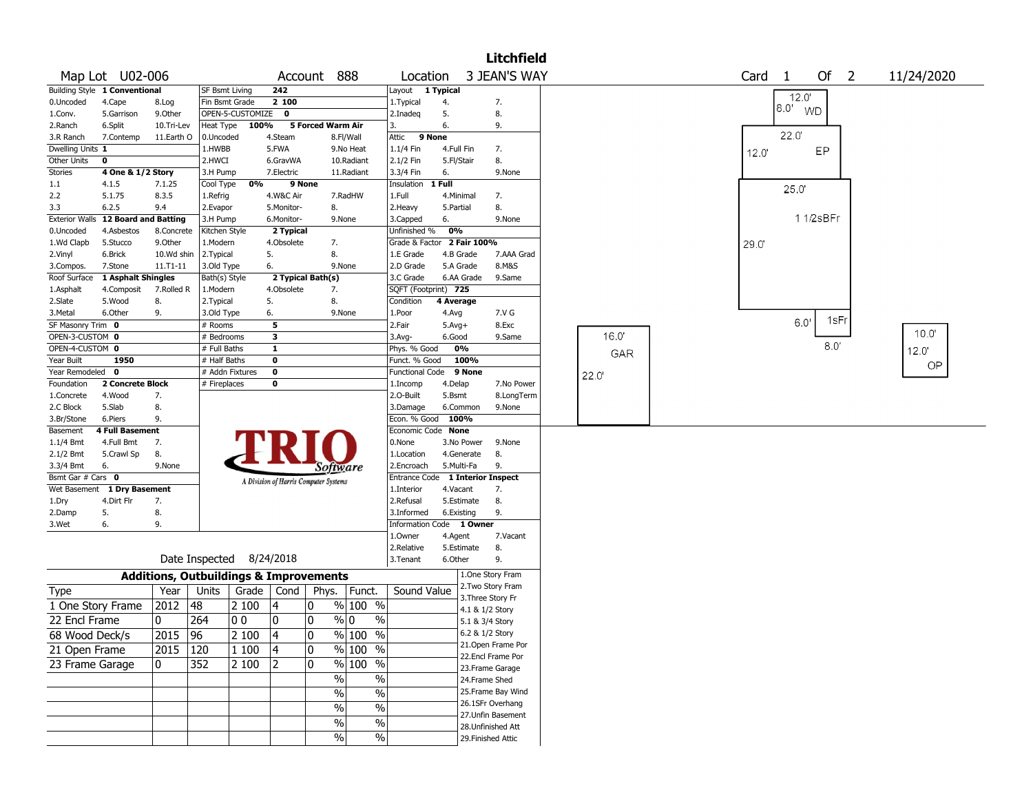**Litchfield**

Map Lot U02-006 | Account 888 | Location 3 JEAN'S WAY | Card 1 Of 2 | 11/24/2020

| Building Style | 1 Conventional | SF Bsmt Living | 242 | Layout | 1 Typical |
|---|---|---|---|---|---|
| 0.Uncoded 4.Cape 8.Log | | Fin Bsmt Grade | 2 100 | 1.Typical 4. 7. | |
| 1.Conv. 5.Garrison 9.Other | | OPEN-5-CUSTOMIZE | 0 | 2.Inadeq 5. 8. | |
| 2.Ranch 6.Split 10.Tri-Lev | | Heat Type 100% | 5 Forced Warm Air | 3. 6. 9. | |
| 3.R Ranch 7.Contemp 11.Earth O | | 0.Uncoded 4.Steam 8.Fl/Wall | | Attic | 9 None |
| Dwelling Units | 1 | 1.HWBB 5.FWA 9.No Heat | | 1.1/4 Fin 4.Full Fin 7. | |
| Other Units | 0 | 2.HWCI 6.GravWA 10.Radiant | | 2.1/2 Fin 5.Fl/Stair 8. | |
| Stories | 4 One & 1/2 Story | 3.H Pump 7.Electric 11.Radiant | | 3.3/4 Fin 6. 9.None | |
| 1.1 4.1.5 7.1.25 | | Cool Type 0% | 9 None | Insulation | 1 Full |
| 2.2 5.1.75 8.3.5 | | 1.Refrig 4.W&C Air 7.RadHW | | 1.Full 4.Minimal 7. | |
| 3.3 6.2.5 9.4 | | 2.Evapor 5.Monitor- 8. | | 2.Heavy 5.Partial 8. | |
| Exterior Walls | 12 Board and Batting | 3.H Pump 6.Monitor- 9.None | | 3.Capped 6. 9.None | |
| 0.Uncoded 4.Asbestos 8.Concrete | | Kitchen Style | 2 Typical | Unfinished % | 0% |
| 1.Wd Clapb 5.Stucco 9.Other | | 1.Modern 4.Obsolete 7. | | Grade & Factor | 2 Fair 100% |
| 2.Vinyl 6.Brick 10.Wd shin | | 2.Typical 5. 8. | | 1.E Grade 4.B Grade 7.AAA Grad | |
| 3.Compos. 7.Stone 11.T1-11 | | 3.Old Type 6. 9.None | | 2.D Grade 5.A Grade 8.M&S | |
| Roof Surface | 1 Asphalt Shingles | Bath(s) Style | 2 Typical Bath(s) | 3.C Grade 6.AA Grade 9.Same | |
| 1.Asphalt 4.Composit 7.Rolled R | | 1.Modern 4.Obsolete 7. | | SQFT (Footprint) | 725 |
| 2.Slate 5.Wood 8. | | 2.Typical 5. 8. | | Condition | 4 Average |
| 3.Metal 6.Other 9. | | 3.Old Type 6. 9.None | | 1.Poor 4.Avg 7.V G | |
| SF Masonry Trim | 0 | # Rooms | 5 | 2.Fair 5.Avg+ 8.Exc | |
| OPEN-3-CUSTOM | 0 | # Bedrooms | 3 | 3.Avg- 6.Good 9.Same | |
| OPEN-4-CUSTOM | 0 | # Full Baths | 1 | Phys. % Good | 0% |
| Year Built | 1950 | # Half Baths | 0 | Funct. % Good | 100% |
| Year Remodeled | 0 | # Addn Fixtures | 0 | Functional Code | 9 None |
| Foundation | 2 Concrete Block | # Fireplaces | 0 | 1.Incomp 4.Delap 7.No Power | |
| 1.Concrete 4.Wood 7. | | | | 2.O-Built 5.Bsmt 8.LongTerm | |
| 2.C Block 5.Slab 8. | | | | 3.Damage 6.Common 9.None | |
| 3.Br/Stone 6.Piers 9. | | | | Econ. % Good | 100% |
| Basement | 4 Full Basement | | | Economic Code | None |
| 1.1/4 Bmt 4.Full Bmt 7. | | | | 0.None 3.No Power 9.None | |
| 2.1/2 Bmt 5.Crawl Sp 8. | | | | 1.Location 4.Generate 8. | |
| 3.3/4 Bmt 6. 9.None | | | | 2.Encroach 5.Multi-Fa 9. | |
| Bsmt Gar # Cars | 0 | | | Entrance Code | 1 Interior Inspect |
| Wet Basement | 1 Dry Basement | | | 1.Interior 4.Vacant 7. | |
| 1.Dry 4.Dirt Flr 7. | | | | 2.Refusal 5.Estimate 8. | |
| 2.Damp 5. 8. | | | | 3.Informed 6.Existing 9. | |
| 3.Wet 6. 9. | | | | Information Code | 1 Owner |
| | | | | 1.Owner 4.Agent 7.Vacant | |
| | | | | 2.Relative 5.Estimate 8. | |
| | | Date Inspected | 8/24/2018 | 3.Tenant 6.Other 9. | |

TRIO Software — A Division of Harris Computer Systems

**Additions, Outbuildings & Improvements**

| Type | Year | Units | Grade | Cond | Phys. | Funct. | Sound Value |
|---|---|---|---|---|---|---|---|
| 1 One Story Frame | 2012 | 48 | 2 100 | 4 | 0 % | 100 % | |
| 22 Encl Frame | 0 | 264 | 0 0 | 0 | 0 % | 0 % | |
| 68 Wood Deck/s | 2015 | 96 | 2 100 | 4 | 0 % | 100 % | |
| 21 Open Frame | 2015 | 120 | 1 100 | 4 | 0 % | 100 % | |
| 23 Frame Garage | 0 | 352 | 2 100 | 2 | 0 % | 100 % | |
| | | | | | % | % | |
| | | | | | % | % | |
| | | | | | % | % | |
| | | | | | % | % | |
| | | | | | % | % | |

1.One Story Fram
2.Two Story Fram
3.Three Story Fr
4.1 & 1/2 Story
5.1 & 3/4 Story
6.2 & 1/2 Story
21.Open Frame Por
22.Encl Frame Por
23.Frame Garage
24.Frame Shed
25.Frame Bay Wind
26.1SFr Overhang
27.Unfin Basement
28.Unfinished Att
29.Finished Attic

Sketch labels: WD 12.0' x 8.0'; EP 22.0' x 12.0'; 1 1/2sBFr 25.0' x 29.0'; 1sFr 6.0' x 8.0'; GAR 16.0' x 22.0'; OP 10.0' x 12.0'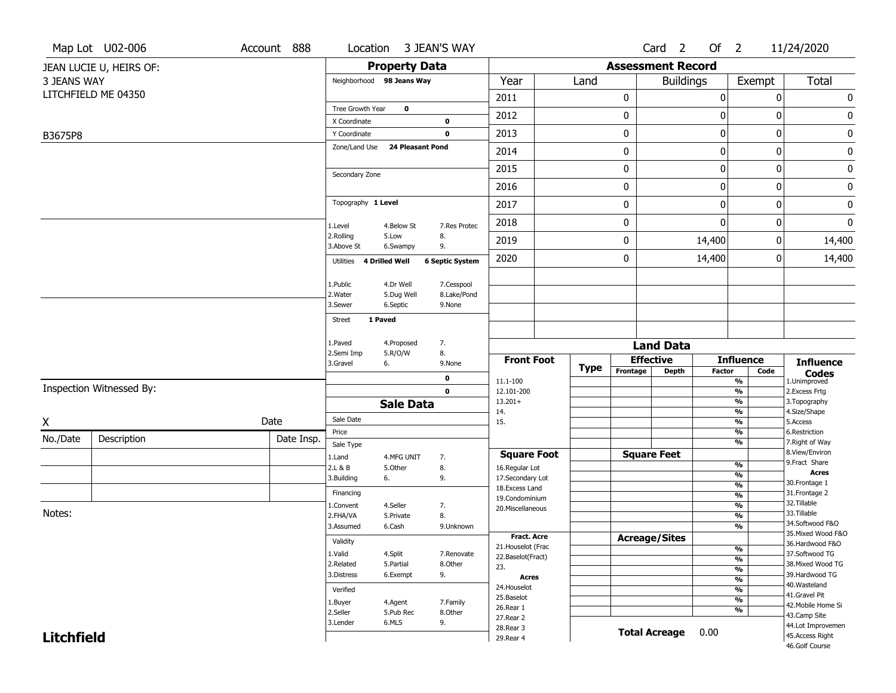Map Lot U02-006 | Account 888 | Location 3 JEAN'S WAY | Card 2 Of 2 | 11/24/2020

JEAN LUCIE U, HEIRS OF:
3 JEANS WAY
LITCHFIELD ME 04350

B3675P8

## Property Data

Neighborhood **98 Jeans Way**

Tree Growth Year **0**
X Coordinate **0**
Y Coordinate **0**
Zone/Land Use **24 Pleasant Pond**

Secondary Zone

Topography **1 Level**

1.Level 4.Below St 7.Res Protec
2.Rolling 5.Low 8.
3.Above St 6.Swampy 9.

Utilities **4 Drilled Well** **6 Septic System**

1.Public 4.Dr Well 7.Cesspool
2.Water 5.Dug Well 8.Lake/Pond
3.Sewer 6.Septic 9.None

Street **1 Paved**

1.Paved 4.Proposed 7.
2.Semi Imp 5.R/O/W 8.
3.Gravel 6. 9.None

0
0

## Assessment Record

| Year | Land | Buildings | Exempt | Total |
|---|---|---|---|---|
| 2011 | 0 | 0 | 0 | 0 |
| 2012 | 0 | 0 | 0 | 0 |
| 2013 | 0 | 0 | 0 | 0 |
| 2014 | 0 | 0 | 0 | 0 |
| 2015 | 0 | 0 | 0 | 0 |
| 2016 | 0 | 0 | 0 | 0 |
| 2017 | 0 | 0 | 0 | 0 |
| 2018 | 0 | 0 | 0 | 0 |
| 2019 | 0 | 14,400 | 0 | 14,400 |
| 2020 | 0 | 14,400 | 0 | 14,400 |

## Land Data

| Front Foot | Type | Effective Frontage | Effective Depth | Influence Factor | Influence Code |
|---|---|---|---|---|---|
| 11.1-100 | | | | % | |
| 12.101-200 | | | | % | |
| 13.201+ | | | | % | |
| 14. | | | | % | |
| 15. | | | | % | |
| | | | | % | |
| | | | | % | |
| **Square Foot** | | **Square Feet** | | | |
| 16.Regular Lot | | | | % | |
| 17.Secondary Lot | | | | % | |
| 18.Excess Land | | | | % | |
| 19.Condominium | | | | % | |
| 20.Miscellaneous | | | | % | |
| | | | | % | |
| | | | | % | |
| **Fract. Acre** | | **Acreage/Sites** | | | |
| 21.Houselot (Frac | | | | % | |
| 22.Baselot(Fract) | | | | % | |
| 23. | | | | % | |
| **Acres** | | | | % | |
| 24.Houselot | | | | % | |
| 25.Baselot | | | | % | |
| 26.Rear 1 | | | | % | |
| 27.Rear 2 | | | | | |
| 28.Rear 3 | | | | | |
| 29.Rear 4 | | | | | |

**Total Acreage** 0.00

**Influence Codes**
1.Unimproved
2.Excess Frtg
3.Topography
4.Size/Shape
5.Access
6.Restriction
7.Right of Way
8.View/Environ
9.Fract Share
**Acres**
30.Frontage 1
31.Frontage 2
32.Tillable
33.Tillable
34.Softwood F&O
35.Mixed Wood F&O
36.Hardwood F&O
37.Softwood TG
38.Mixed Wood TG
39.Hardwood TG
40.Wasteland
41.Gravel Pit
42.Mobile Home Si
43.Camp Site
44.Lot Improvemen
45.Access Right
46.Golf Course

## Sale Data

Sale Date
Price
Sale Type
1.Land 4.MFG UNIT 7.
2.L & B 5.Other 8.
3.Building 6. 9.

Financing
1.Convent 4.Seller 7.
2.FHA/VA 5.Private 8.
3.Assumed 6.Cash 9.Unknown

Validity
1.Valid 4.Split 7.Renovate
2.Related 5.Partial 8.Other
3.Distress 6.Exempt 9.

Verified
1.Buyer 4.Agent 7.Family
2.Seller 5.Pub Rec 8.Other
3.Lender 6.MLS 9.

Inspection Witnessed By:

X Date

| No./Date | Description | Date Insp. |
|---|---|---|
| | | |
| | | |
| | | |

Notes:

**Litchfield**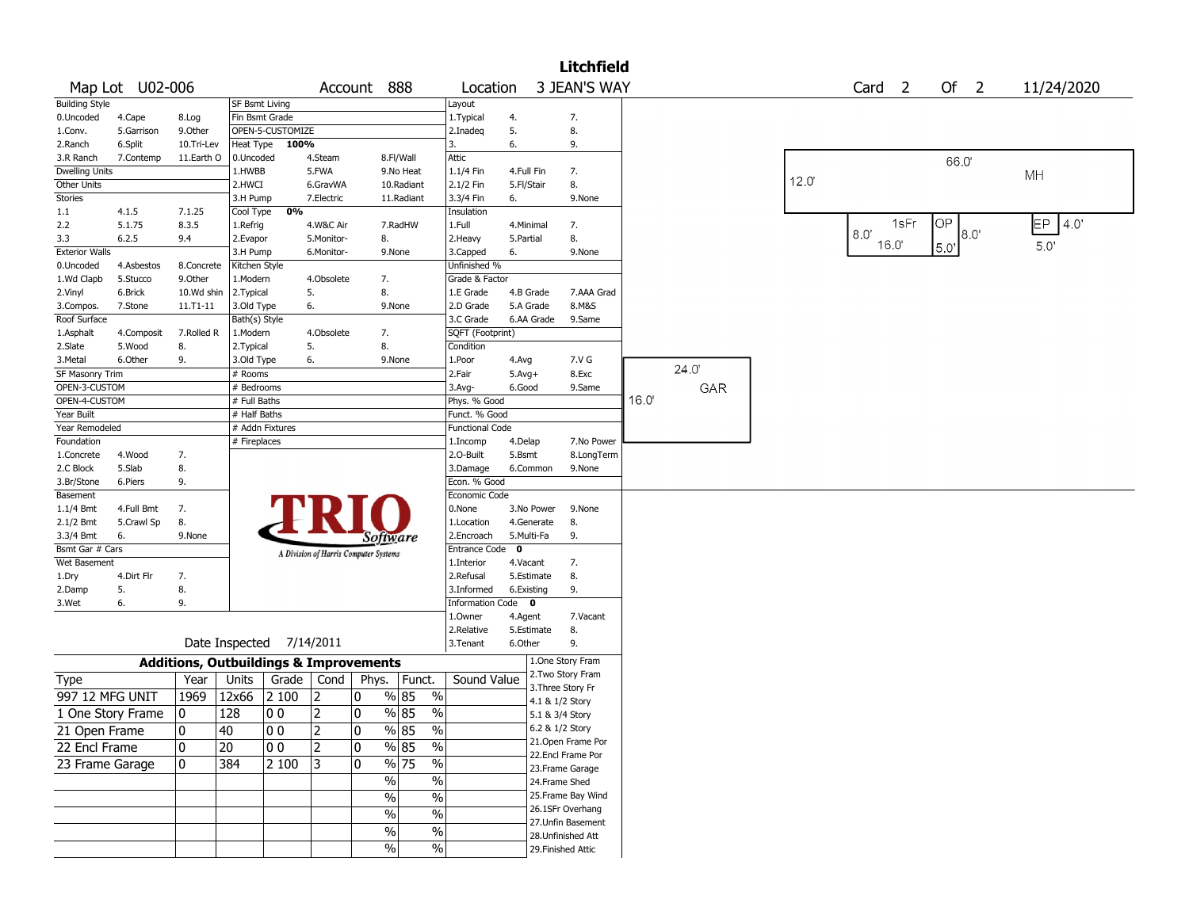# Litchfield

Map Lot U02-006 | Account 888 | Location 3 JEAN'S WAY | Card 2 Of 2 | 11/24/2020

| Building Style | | | SF Bsmt Living | | | Layout | | |
|---|---|---|---|---|---|---|---|---|
| 0.Uncoded | 4.Cape | 8.Log | Fin Bsmt Grade | | | 1.Typical | 4. | 7. |
| 1.Conv. | 5.Garrison | 9.Other | OPEN-5-CUSTOMIZE | | | 2.Inadeq | 5. | 8. |
| 2.Ranch | 6.Split | 10.Tri-Lev | Heat Type 100% | | | 3. | 6. | 9. |
| 3.R Ranch | 7.Contemp | 11.Earth O | 0.Uncoded | 4.Steam | 8.Fl/Wall | Attic | | |
| Dwelling Units | | | 1.HWBB | 5.FWA | 9.No Heat | 1.1/4 Fin | 4.Full Fin | 7. |
| Other Units | | | 2.HWCI | 6.GravWA | 10.Radiant | 2.1/2 Fin | 5.Fl/Stair | 8. |
| Stories | | | 3.H Pump | 7.Electric | 11.Radiant | 3.3/4 Fin | 6. | 9.None |
| 1.1 | 4.1.5 | 7.1.25 | Cool Type 0% | | | Insulation | | |
| 2.2 | 5.1.75 | 8.3.5 | 1.Refrig | 4.W&C Air | 7.RadHW | 1.Full | 4.Minimal | 7. |
| 3.3 | 6.2.5 | 9.4 | 2.Evapor | 5.Monitor- | 8. | 2.Heavy | 5.Partial | 8. |
| Exterior Walls | | | 3.H Pump | 6.Monitor- | 9.None | 3.Capped | 6. | 9.None |
| 0.Uncoded | 4.Asbestos | 8.Concrete | Kitchen Style | | | Unfinished % | | |
| 1.Wd Clapb | 5.Stucco | 9.Other | 1.Modern | 4.Obsolete | 7. | Grade & Factor | | |
| 2.Vinyl | 6.Brick | 10.Wd shin | 2.Typical | 5. | 8. | 1.E Grade | 4.B Grade | 7.AAA Grad |
| 3.Compos. | 7.Stone | 11.T1-11 | 3.Old Type | 6. | 9.None | 2.D Grade | 5.A Grade | 8.M&S |
| Roof Surface | | | Bath(s) Style | | | 3.C Grade | 6.AA Grade | 9.Same |
| 1.Asphalt | 4.Composit | 7.Rolled R | 1.Modern | 4.Obsolete | 7. | SQFT (Footprint) | | |
| 2.Slate | 5.Wood | 8. | 2.Typical | 5. | 8. | Condition | | |
| 3.Metal | 6.Other | 9. | 3.Old Type | 6. | 9.None | 1.Poor | 4.Avg | 7.V G |
| SF Masonry Trim | | | # Rooms | | | 2.Fair | 5.Avg+ | 8.Exc |
| OPEN-3-CUSTOM | | | # Bedrooms | | | 3.Avg- | 6.Good | 9.Same |
| OPEN-4-CUSTOM | | | # Full Baths | | | Phys. % Good | | |
| Year Built | | | # Half Baths | | | Funct. % Good | | |
| Year Remodeled | | | # Addn Fixtures | | | Functional Code | | |
| Foundation | | | # Fireplaces | | | 1.Incomp | 4.Delap | 7.No Power |
| 1.Concrete | 4.Wood | 7. | | | | 2.O-Built | 5.Bsmt | 8.LongTerm |
| 2.C Block | 5.Slab | 8. | | | | 3.Damage | 6.Common | 9.None |
| 3.Br/Stone | 6.Piers | 9. | | | | Econ. % Good | | |
| Basement | | | | | | Economic Code | | |
| 1.1/4 Bmt | 4.Full Bmt | 7. | | | | 0.None | 3.No Power | 9.None |
| 2.1/2 Bmt | 5.Crawl Sp | 8. | | | | 1.Location | 4.Generate | 8. |
| 3.3/4 Bmt | 6. | 9.None | | | | 2.Encroach | 5.Multi-Fa | 9. |
| Bsmt Gar # Cars | | | | | | Entrance Code 0 | | |
| Wet Basement | | | | | | 1.Interior | 4.Vacant | 7. |
| 1.Dry | 4.Dirt Flr | 7. | | | | 2.Refusal | 5.Estimate | 8. |
| 2.Damp | 5. | 8. | | | | 3.Informed | 6.Existing | 9. |
| 3.Wet | 6. | 9. | | | | Information Code 0 | | |
| | | | | | | 1.Owner | 4.Agent | 7.Vacant |
| | | | | | | 2.Relative | 5.Estimate | 8. |
| | | | Date Inspected 7/14/2011 | | | 3.Tenant | 6.Other | 9. |

## Additions, Outbuildings & Improvements

| Type | Year | Units | Grade | Cond | Phys. | Funct. | Sound Value |
|---|---|---|---|---|---|---|---|
| 997 12 MFG UNIT | 1969 | 12x66 | 2 100 | 2 | 0 % | 85 % | |
| 1 One Story Frame | 0 | 128 | 0 0 | 2 | 0 % | 85 % | |
| 21 Open Frame | 0 | 40 | 0 0 | 2 | 0 % | 85 % | |
| 22 Encl Frame | 0 | 20 | 0 0 | 2 | 0 % | 85 % | |
| 23 Frame Garage | 0 | 384 | 2 100 | 3 | 0 % | 75 % | |
| | | | | | % | % | |
| | | | | | % | % | |
| | | | | | % | % | |
| | | | | | % | % | |
| | | | | | % | % | |

1.One Story Fram
2.Two Story Fram
3.Three Story Fr
4.1 & 1/2 Story
5.1 & 3/4 Story
6.2 & 1/2 Story
21.Open Frame Por
22.Encl Frame Por
23.Frame Garage
24.Frame Shed
25.Frame Bay Wind
26.1SFr Overhang
27.Unfin Basement
28.Unfinished Att
29.Finished Attic

Sketch: MH 66.0' x 12.0'; 1sFr 16.0' x 8.0'; OP 5.0' x 8.0'; EP 5.0' x 4.0'; GAR 24.0' x 16.0'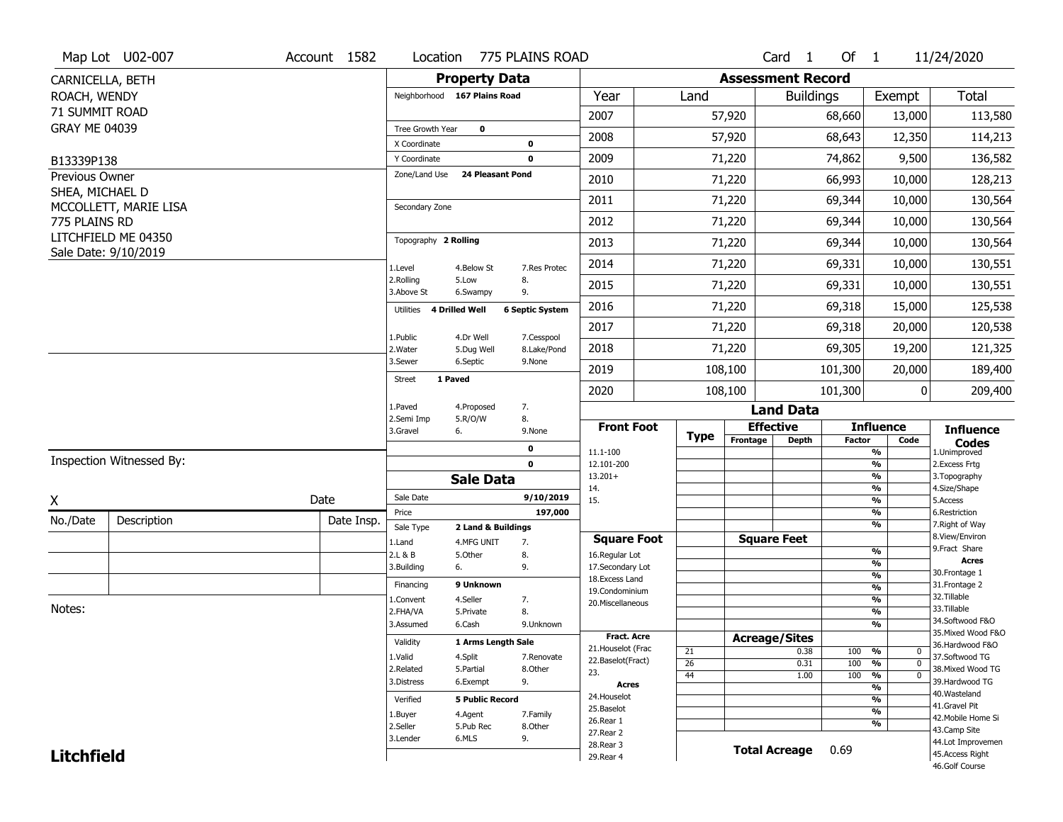Map Lot U02-007 | Account 1582 | Location 775 PLAINS ROAD | Card 1 Of 1 | 11/24/2020

CARNICELLA, BETH
ROACH, WENDY
71 SUMMIT ROAD
GRAY ME 04039

B13339P138

Previous Owner
SHEA, MICHAEL D
MCCOLLETT, MARIE LISA
775 PLAINS RD
LITCHFIELD ME 04350
Sale Date: 9/10/2019

## Property Data

Neighborhood **167 Plains Road**

Tree Growth Year **0**
X Coordinate **0**
Y Coordinate **0**
Zone/Land Use **24 Pleasant Pond**

Secondary Zone

Topography **2 Rolling**

1.Level 4.Below St 7.Res Protec
2.Rolling 5.Low 8.
3.Above St 6.Swampy 9.

Utilities **4 Drilled Well** **6 Septic System**

1.Public 4.Dr Well 7.Cesspool
2.Water 5.Dug Well 8.Lake/Pond
3.Sewer 6.Septic 9.None

Street **1 Paved**

1.Paved 4.Proposed 7.
2.Semi Imp 5.R/O/W 8.
3.Gravel 6. 9.None

0
0

## Sale Data

Sale Date **9/10/2019**
Price **197,000**
Sale Type **2 Land & Buildings**

1.Land 4.MFG UNIT 7.
2.L & B 5.Other 8.
3.Building 6. 9.

Financing **9 Unknown**

1.Convent 4.Seller 7.
2.FHA/VA 5.Private 8.
3.Assumed 6.Cash 9.Unknown

Validity **1 Arms Length Sale**

1.Valid 4.Split 7.Renovate
2.Related 5.Partial 8.Other
3.Distress 6.Exempt 9.

Verified **5 Public Record**

1.Buyer 4.Agent 7.Family
2.Seller 5.Pub Rec 8.Other
3.Lender 6.MLS 9.

## Assessment Record

| Year | Land | Buildings | Exempt | Total |
|---|---|---|---|---|
| 2007 | 57,920 | 68,660 | 13,000 | 113,580 |
| 2008 | 57,920 | 68,643 | 12,350 | 114,213 |
| 2009 | 71,220 | 74,862 | 9,500 | 136,582 |
| 2010 | 71,220 | 66,993 | 10,000 | 128,213 |
| 2011 | 71,220 | 69,344 | 10,000 | 130,564 |
| 2012 | 71,220 | 69,344 | 10,000 | 130,564 |
| 2013 | 71,220 | 69,344 | 10,000 | 130,564 |
| 2014 | 71,220 | 69,331 | 10,000 | 130,551 |
| 2015 | 71,220 | 69,331 | 10,000 | 130,551 |
| 2016 | 71,220 | 69,318 | 15,000 | 125,538 |
| 2017 | 71,220 | 69,318 | 20,000 | 120,538 |
| 2018 | 71,220 | 69,305 | 19,200 | 121,325 |
| 2019 | 108,100 | 101,300 | 20,000 | 189,400 |
| 2020 | 108,100 | 101,300 | 0 | 209,400 |

## Land Data

**Front Foot**: 11.1-100, 12.101-200, 13.201+, 14., 15.

**Square Foot**: 16.Regular Lot, 17.Secondary Lot, 18.Excess Land, 19.Condominium, 20.Miscellaneous

**Fract. Acre**: 21.Houselot (Frac, 22.Baselot(Fract), 23.

**Acres**: 24.Houselot, 25.Baselot, 26.Rear 1, 27.Rear 2, 28.Rear 3, 29.Rear 4

**Acreage/Sites**

| Type | Acreage/Sites | Influence Factor | Code |
|---|---|---|---|
| 21 | 0.38 | 100 % | 0 |
| 26 | 0.31 | 100 % | 0 |
| 44 | 1.00 | 100 % | 0 |

**Total Acreage** 0.69

**Influence Codes**
1.Unimproved
2.Excess Frtg
3.Topography
4.Size/Shape
5.Access
6.Restriction
7.Right of Way
8.View/Environ
9.Fract Share

**Acres**
30.Frontage 1
31.Frontage 2
32.Tillable
33.Tillable
34.Softwood F&O
35.Mixed Wood F&O
36.Hardwood F&O
37.Softwood TG
38.Mixed Wood TG
39.Hardwood TG
40.Wasteland
41.Gravel Pit
42.Mobile Home Si
43.Camp Site
44.Lot Improvemen
45.Access Right
46.Golf Course

Inspection Witnessed By:

X ______________________ Date

| No./Date | Description | Date Insp. |
|---|---|---|
| | | |
| | | |
| | | |

Notes:

**Litchfield**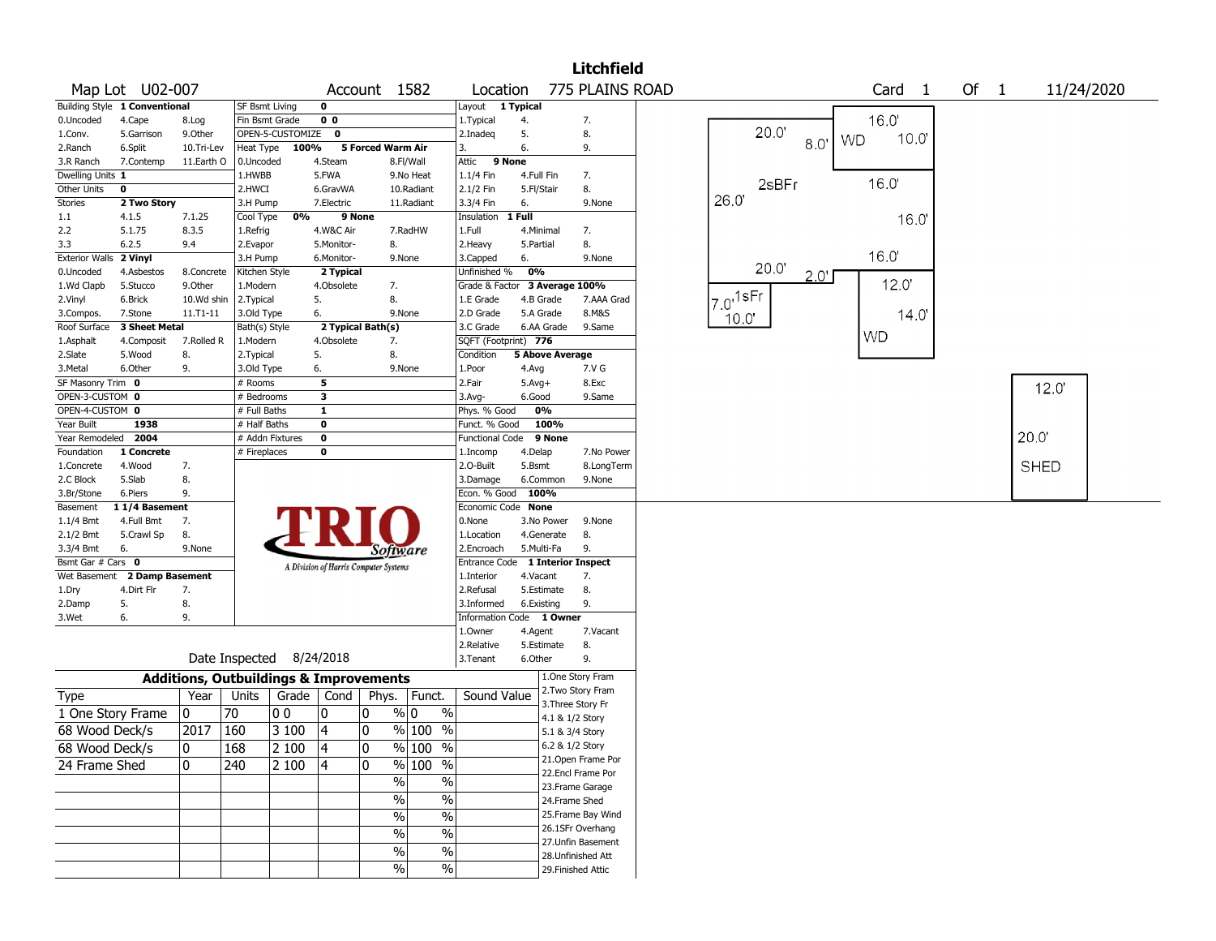# Litchfield

Map Lot U02-007 | Account 1582 | Location 775 PLAINS ROAD | Card 1 Of 1 | 11/24/2020

| Field | Value |
|---|---|
| Building Style | 1 Conventional |
| Dwelling Units | 1 |
| Other Units | 0 |
| Stories | 2 Two Story |
| Exterior Walls | 2 Vinyl |
| Roof Surface | 3 Sheet Metal |
| SF Masonry Trim | 0 |
| OPEN-3-CUSTOM | 0 |
| OPEN-4-CUSTOM | 0 |
| Year Built | 1938 |
| Year Remodeled | 2004 |
| Foundation | 1 Concrete |
| Basement | 1 1/4 Basement |
| Bsmt Gar # Cars | 0 |
| Wet Basement | 2 Damp Basement |

Building Style codes: 0.Uncoded, 1.Conv., 2.Ranch, 3.R Ranch, 4.Cape, 5.Garrison, 6.Split, 7.Contemp, 8.Log, 9.Other, 10.Tri-Lev, 11.Earth O

Stories codes: 1.1, 2.2, 3.3, 4.1.5, 5.1.75, 6.2.5, 7.1.25, 8.3.5, 9.4

Exterior Walls codes: 0.Uncoded, 1.Wd Clapb, 2.Vinyl, 3.Compos., 4.Asbestos, 5.Stucco, 6.Brick, 7.Stone, 8.Concrete, 9.Other, 10.Wd shin, 11.T1-11

Roof Surface codes: 1.Asphalt, 2.Slate, 3.Metal, 4.Composit, 5.Wood, 6.Other, 7.Rolled R, 8., 9.

Foundation codes: 1.Concrete, 2.C Block, 3.Br/Stone, 4.Wood, 5.Slab, 6.Piers, 7., 8., 9.

Basement codes: 1.1/4 Bmt, 2.1/2 Bmt, 3.3/4 Bmt, 4.Full Bmt, 5.Crawl Sp, 6., 7., 8., 9.None

Wet Basement codes: 1.Dry, 2.Damp, 3.Wet, 4.Dirt Flr, 5., 6., 7., 8., 9.

| Field | Value |
|---|---|
| SF Bsmt Living | 0 |
| Fin Bsmt Grade | 0 0 |
| OPEN-5-CUSTOMIZE | 0 |
| Heat Type | 100% 5 Forced Warm Air |
| Cool Type | 0% 9 None |
| Kitchen Style | 2 Typical |
| Bath(s) Style | 2 Typical Bath(s) |
| # Rooms | 5 |
| # Bedrooms | 3 |
| # Full Baths | 1 |
| # Half Baths | 0 |
| # Addn Fixtures | 0 |
| # Fireplaces | 0 |

Heat Type codes: 0.Uncoded, 1.HWBB, 2.HWCI, 3.H Pump, 4.Steam, 5.FWA, 6.GravWA, 7.Electric, 8.Fl/Wall, 9.No Heat, 10.Radiant, 11.Radiant

Cool Type codes: 1.Refrig, 2.Evapor, 3.H Pump, 4.W&C Air, 5.Monitor-, 6.Monitor-, 7.RadHW, 8., 9.None

Kitchen Style codes: 1.Modern, 2.Typical, 3.Old Type, 4.Obsolete, 5., 6., 7., 8., 9.None

Bath(s) Style codes: 1.Modern, 2.Typical, 3.Old Type, 4.Obsolete, 5., 6., 7., 8., 9.None

| Field | Value |
|---|---|
| Layout | 1 Typical |
| Attic | 9 None |
| Insulation | 1 Full |
| Unfinished % | 0% |
| Grade & Factor | 3 Average 100% |
| SQFT (Footprint) | 776 |
| Condition | 5 Above Average |
| Phys. % Good | 0% |
| Funct. % Good | 100% |
| Functional Code | 9 None |
| Econ. % Good | 100% |
| Economic Code | None |
| Entrance Code | 1 Interior Inspect |
| Information Code | 1 Owner |

Layout codes: 1.Typical, 2.Inadeq, 3., 4., 5., 6., 7., 8., 9.

Attic codes: 1.1/4 Fin, 2.1/2 Fin, 3.3/4 Fin, 4.Full Fin, 5.Fl/Stair, 6., 7., 8., 9.None

Insulation codes: 1.Full, 2.Heavy, 3.Capped, 4.Minimal, 5.Partial, 6., 7., 8., 9.None

Grade codes: 1.E Grade, 2.D Grade, 3.C Grade, 4.B Grade, 5.A Grade, 6.AA Grade, 7.AAA Grad, 8.M&S, 9.Same

Condition codes: 1.Poor, 2.Fair, 3.Avg-, 4.Avg, 5.Avg+, 6.Good, 7.V G, 8.Exc, 9.Same

Functional codes: 1.Incomp, 2.O-Built, 3.Damage, 4.Delap, 5.Bsmt, 6.Common, 7.No Power, 8.LongTerm, 9.None

Economic codes: 0.None, 1.Location, 2.Encroach, 3.No Power, 4.Generate, 5.Multi-Fa, 8., 9.None

Entrance codes: 1.Interior, 2.Refusal, 3.Informed, 4.Vacant, 5.Estimate, 6.Existing, 7., 8., 9.

Information codes: 1.Owner, 2.Relative, 3.Tenant, 4.Agent, 5.Estimate, 6.Other, 7.Vacant, 8., 9.

Date Inspected 8/24/2018

## Additions, Outbuildings & Improvements

| Type | Year | Units | Grade | Cond | Phys. | Funct. | Sound Value |
|---|---|---|---|---|---|---|---|
| 1 One Story Frame | 0 | 70 | 0 0 | 0 | 0 % | 0 % | |
| 68 Wood Deck/s | 2017 | 160 | 3 100 | 4 | 0 % | 100 % | |
| 68 Wood Deck/s | 0 | 168 | 2 100 | 4 | 0 % | 100 % | |
| 24 Frame Shed | 0 | 240 | 2 100 | 4 | 0 % | 100 % | |
| | | | | | % | % | |
| | | | | | % | % | |
| | | | | | % | % | |
| | | | | | % | % | |
| | | | | | % | % | |
| | | | | | % | % | |

Codes: 1.One Story Fram, 2.Two Story Fram, 3.Three Story Fr, 4.1 & 1/2 Story, 5.1 & 3/4 Story, 6.2 & 1/2 Story, 21.Open Frame Por, 22.Encl Frame Por, 23.Frame Garage, 24.Frame Shed, 25.Frame Bay Wind, 26.1SFr Overhang, 27.Unfin Basement, 28.Unfinished Att, 29.Finished Attic

Sketch labels: 2sBFr 20.0' × 26.0'; WD 16.0' × 10.0' (8.0'); 16.0'; 16.0'; 1sFr 7.0' × 10.0' (20.0', 2.0'); WD 12.0' × 14.0'; SHED 12.0' × 20.0'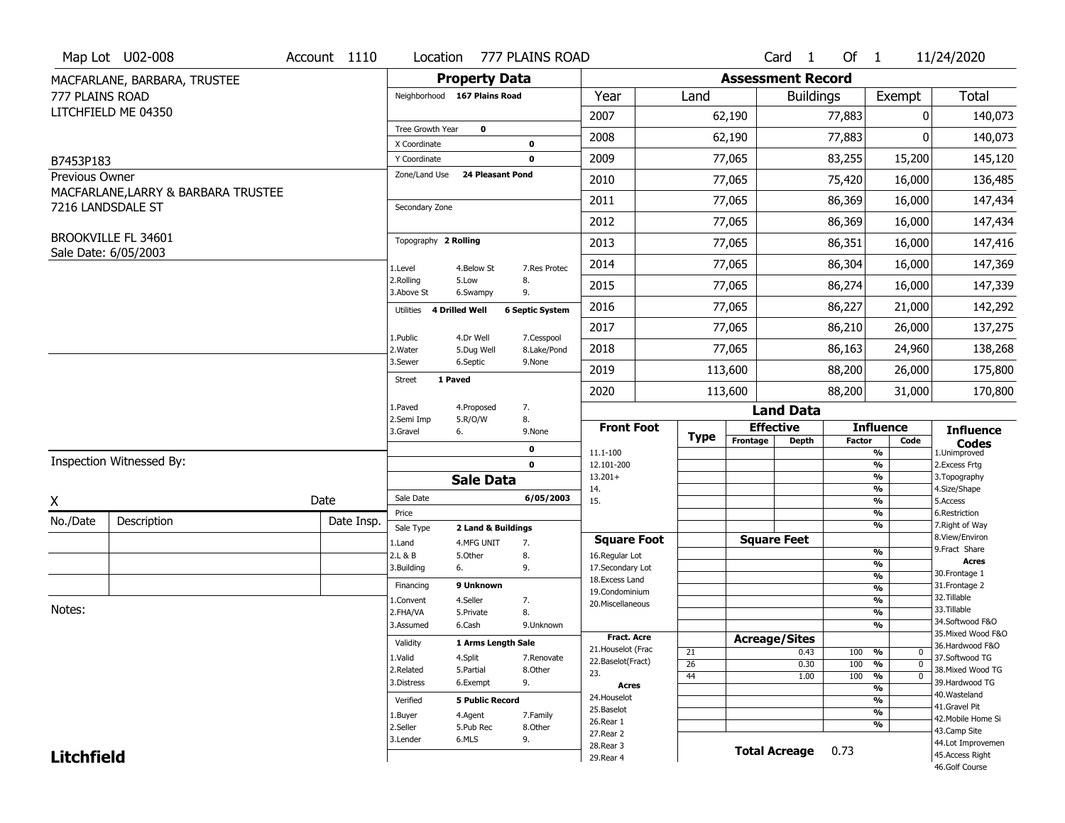Map Lot U02-008 | Account 1110 | Location 777 PLAINS ROAD | Card 1 Of 1 | 11/24/2020

MACFARLANE, BARBARA, TRUSTEE
777 PLAINS ROAD
LITCHFIELD ME 04350

B7453P183

Previous Owner
MACFARLANE,LARRY & BARBARA TRUSTEE
7216 LANDSDALE ST

BROOKVILLE FL 34601
Sale Date: 6/05/2003

## Property Data

| | | |
|---|---|---|
| Neighborhood | 167 Plains Road | |
| Tree Growth Year | 0 | |
| X Coordinate | | 0 |
| Y Coordinate | | 0 |
| Zone/Land Use | 24 Pleasant Pond | |
| Secondary Zone | | |
| Topography | 2 Rolling | |
| 1.Level | 4.Below St | 7.Res Protec |
| 2.Rolling | 5.Low | 8. |
| 3.Above St | 6.Swampy | 9. |
| Utilities | 4 Drilled Well | 6 Septic System |
| 1.Public | 4.Dr Well | 7.Cesspool |
| 2.Water | 5.Dug Well | 8.Lake/Pond |
| 3.Sewer | 6.Septic | 9.None |
| Street | 1 Paved | |
| 1.Paved | 4.Proposed | 7. |
| 2.Semi Imp | 5.R/O/W | 8. |
| 3.Gravel | 6. | 9.None |
| | | 0 |
| | | 0 |

## Sale Data

| | | |
|---|---|---|
| Sale Date | | 6/05/2003 |
| Price | | |
| Sale Type | 2 Land & Buildings | |
| 1.Land | 4.MFG UNIT | 7. |
| 2.L & B | 5.Other | 8. |
| 3.Building | 6. | 9. |
| Financing | 9 Unknown | |
| 1.Convent | 4.Seller | 7. |
| 2.FHA/VA | 5.Private | 8. |
| 3.Assumed | 6.Cash | 9.Unknown |
| Validity | 1 Arms Length Sale | |
| 1.Valid | 4.Split | 7.Renovate |
| 2.Related | 5.Partial | 8.Other |
| 3.Distress | 6.Exempt | 9. |
| Verified | 5 Public Record | |
| 1.Buyer | 4.Agent | 7.Family |
| 2.Seller | 5.Pub Rec | 8.Other |
| 3.Lender | 6.MLS | 9. |

## Assessment Record

| Year | Land | Buildings | Exempt | Total |
|---|---|---|---|---|
| 2007 | 62,190 | 77,883 | 0 | 140,073 |
| 2008 | 62,190 | 77,883 | 0 | 140,073 |
| 2009 | 77,065 | 83,255 | 15,200 | 145,120 |
| 2010 | 77,065 | 75,420 | 16,000 | 136,485 |
| 2011 | 77,065 | 86,369 | 16,000 | 147,434 |
| 2012 | 77,065 | 86,369 | 16,000 | 147,434 |
| 2013 | 77,065 | 86,351 | 16,000 | 147,416 |
| 2014 | 77,065 | 86,304 | 16,000 | 147,369 |
| 2015 | 77,065 | 86,274 | 16,000 | 147,339 |
| 2016 | 77,065 | 86,227 | 21,000 | 142,292 |
| 2017 | 77,065 | 86,210 | 26,000 | 137,275 |
| 2018 | 77,065 | 86,163 | 24,960 | 138,268 |
| 2019 | 113,600 | 88,200 | 26,000 | 175,800 |
| 2020 | 113,600 | 88,200 | 31,000 | 170,800 |

## Land Data

| Front Foot | Type | Effective Frontage | Effective Depth | Influence Factor | Influence Code |
|---|---|---|---|---|---|
| 11.1-100 | | | | % | |
| 12.101-200 | | | | % | |
| 13.201+ | | | | % | |
| 14. | | | | % | |
| 15. | | | | % | |
| | | | | % | |
| **Square Foot** | | **Square Feet** | | | |
| 16.Regular Lot | | | | % | |
| 17.Secondary Lot | | | | % | |
| 18.Excess Land | | | | % | |
| 19.Condominium | | | | % | |
| 20.Miscellaneous | | | | % | |
| | | | | % | |
| | | | | % | |
| **Fract. Acre** | | **Acreage/Sites** | | | |
| 21.Houselot (Frac | 21 | | 0.43 | 100 % | 0 |
| 22.Baselot(Fract) | 26 | | 0.30 | 100 % | 0 |
| 23. | 44 | | 1.00 | 100 % | 0 |
| **Acres** | | | | % | |
| 24.Houselot | | | | % | |
| 25.Baselot | | | | % | |
| 26.Rear 1 | | | | % | |
| 27.Rear 2 | | | | | |
| 28.Rear 3 | | | | | |
| 29.Rear 4 | | | | | |

**Total Acreage** 0.73

**Influence Codes**
1.Unimproved
2.Excess Frtg
3.Topography
4.Size/Shape
5.Access
6.Restriction
7.Right of Way
8.View/Environ
9.Fract Share
**Acres**
30.Frontage 1
31.Frontage 2
32.Tillable
33.Tillable
34.Softwood F&O
35.Mixed Wood F&O
36.Hardwood F&O
37.Softwood TG
38.Mixed Wood TG
39.Hardwood TG
40.Wasteland
41.Gravel Pit
42.Mobile Home Si
43.Camp Site
44.Lot Improvemen
45.Access Right
46.Golf Course

Inspection Witnessed By:

X ______________________ Date ________

| No./Date | Description | Date Insp. |
|---|---|---|
| | | |
| | | |
| | | |

Notes:

**Litchfield**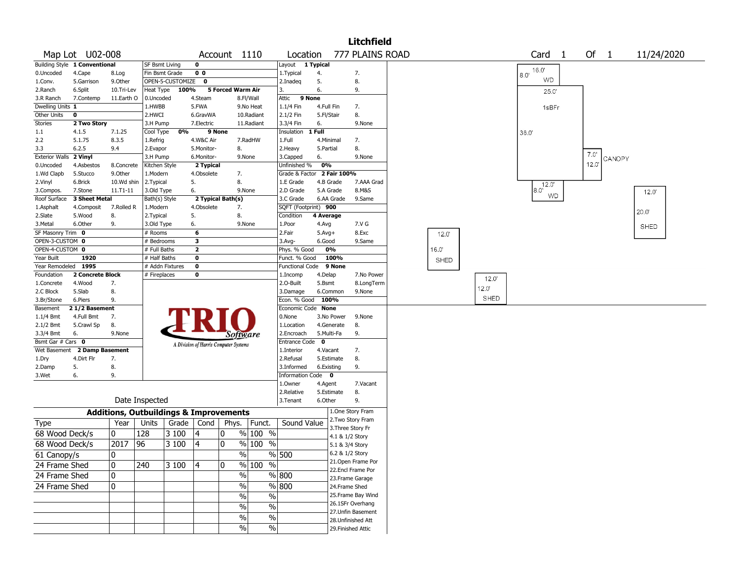# Litchfield

**Map Lot** U02-008 **Account** 1110 **Location** 777 PLAINS ROAD **Card** 1 **Of** 1 11/24/2020

| Field | Value | Options |
|---|---|---|
| Building Style | 1 Conventional | 0.Uncoded, 4.Cape, 8.Log, 1.Conv., 5.Garrison, 9.Other, 2.Ranch, 6.Split, 10.Tri-Lev, 3.R Ranch, 7.Contemp, 11.Earth O |
| Dwelling Units | 1 | |
| Other Units | 0 | |
| Stories | 2 Two Story | 1.1, 4.1.5, 7.1.25, 2.2, 5.1.75, 8.3.5, 3.3, 6.2.5, 9.4 |
| Exterior Walls | 2 Vinyl | 0.Uncoded, 4.Asbestos, 8.Concrete, 1.Wd Clapb, 5.Stucco, 9.Other, 2.Vinyl, 6.Brick, 10.Wd shin, 3.Compos., 7.Stone, 11.T1-11 |
| Roof Surface | 3 Sheet Metal | 1.Asphalt, 4.Composit, 7.Rolled R, 2.Slate, 5.Wood, 8., 3.Metal, 6.Other, 9. |
| SF Masonry Trim | 0 | |
| OPEN-3-CUSTOM | 0 | |
| OPEN-4-CUSTOM | 0 | |
| Year Built | 1920 | |
| Year Remodeled | 1995 | |
| Foundation | 2 Concrete Block | 1.Concrete, 4.Wood, 7., 2.C Block, 5.Slab, 8., 3.Br/Stone, 6.Piers, 9. |
| Basement | 2 1/2 Basement | 1.1/4 Bmt, 4.Full Bmt, 7., 2.1/2 Bmt, 5.Crawl Sp, 8., 3.3/4 Bmt, 6., 9.None |
| Bsmt Gar # Cars | 0 | |
| Wet Basement | 2 Damp Basement | 1.Dry, 4.Dirt Flr, 7., 2.Damp, 5., 8., 3.Wet, 6., 9. |

| Field | Value | Options |
|---|---|---|
| SF Bsmt Living | 0 | |
| Fin Bsmt Grade | 0 0 | |
| OPEN-5-CUSTOMIZE | 0 | |
| Heat Type | 100% 5 Forced Warm Air | 0.Uncoded, 4.Steam, 8.Fl/Wall, 1.HWBB, 5.FWA, 9.No Heat, 2.HWCI, 6.GravWA, 10.Radiant, 3.H Pump, 7.Electric, 11.Radiant |
| Cool Type | 0% 9 None | 1.Refrig, 4.W&C Air, 7.RadHW, 2.Evapor, 5.Monitor-, 8., 3.H Pump, 6.Monitor-, 9.None |
| Kitchen Style | 2 Typical | 1.Modern, 4.Obsolete, 7., 2.Typical, 5., 8., 3.Old Type, 6., 9.None |
| Bath(s) Style | 2 Typical Bath(s) | 1.Modern, 4.Obsolete, 7., 2.Typical, 5., 8., 3.Old Type, 6., 9.None |
| # Rooms | 6 | |
| # Bedrooms | 3 | |
| # Full Baths | 2 | |
| # Half Baths | 0 | |
| # Addn Fixtures | 0 | |
| # Fireplaces | 0 | |

| Field | Value | Options |
|---|---|---|
| Layout | 1 Typical | 1.Typical, 4., 7., 2.Inadeq, 5., 8., 3., 6., 9. |
| Attic | 9 None | 1.1/4 Fin, 4.Full Fin, 7., 2.1/2 Fin, 5.Fl/Stair, 8., 3.3/4 Fin, 6., 9.None |
| Insulation | 1 Full | 1.Full, 4.Minimal, 7., 2.Heavy, 5.Partial, 8., 3.Capped, 6., 9.None |
| Unfinished % | 0% | |
| Grade & Factor | 2 Fair 100% | 1.E Grade, 4.B Grade, 7.AAA Grad, 2.D Grade, 5.A Grade, 8.M&S, 3.C Grade, 6.AA Grade, 9.Same |
| SQFT (Footprint) | 900 | |
| Condition | 4 Average | 1.Poor, 4.Avg, 7.V G, 2.Fair, 5.Avg+, 8.Exc, 3.Avg-, 6.Good, 9.Same |
| Phys. % Good | 0% | |
| Funct. % Good | 100% | |
| Functional Code | 9 None | 1.Incomp, 4.Delap, 7.No Power, 2.O-Built, 5.Bsmt, 8.LongTerm, 3.Damage, 6.Common, 9.None |
| Econ. % Good | 100% | |
| Economic Code | None | 0.None, 3.No Power, 9.None, 1.Location, 4.Generate, 8., 2.Encroach, 5.Multi-Fa, 9. |
| Entrance Code | 0 | 1.Interior, 4.Vacant, 7., 2.Refusal, 5.Estimate, 8., 3.Informed, 6.Existing, 9. |
| Information Code | 0 | 1.Owner, 4.Agent, 7.Vacant, 2.Relative, 5.Estimate, 8., 3.Tenant, 6.Other, 9. |

Date Inspected

## Additions, Outbuildings & Improvements

| Type | Year | Units | Grade | Cond | Phys. | Funct. | Sound Value |
|---|---|---|---|---|---|---|---|
| 68 Wood Deck/s | 0 | 128 | 3 100 | 4 | 0 % | 100 % | |
| 68 Wood Deck/s | 2017 | 96 | 3 100 | 4 | 0 % | 100 % | |
| 61 Canopy/s | 0 | | | | % | % | 500 |
| 24 Frame Shed | 0 | 240 | 3 100 | 4 | 0 % | 100 % | |
| 24 Frame Shed | 0 | | | | % | % | 800 |
| 24 Frame Shed | 0 | | | | % | % | 800 |
| | | | | | % | % | |
| | | | | | % | % | |
| | | | | | % | % | |
| | | | | | % | % | |

1.One Story Fram, 2.Two Story Fram, 3.Three Story Fr, 4.1 & 1/2 Story, 5.1 & 3/4 Story, 6.2 & 1/2 Story, 21.Open Frame Por, 22.Encl Frame Por, 23.Frame Garage, 24.Frame Shed, 25.Frame Bay Wind, 26.1SFr Overhang, 27.Unfin Basement, 28.Unfinished Att, 29.Finished Attic

Sketch: 1sBFr 25.0' x 36.0'; WD 16.0' x 8.0'; WD 12.0' x 8.0'; CANOPY 7.0' x 12.0'; SHED 12.0' x 20.0'; SHED 12.0' x 16.0'; SHED 12.0' x 12.0'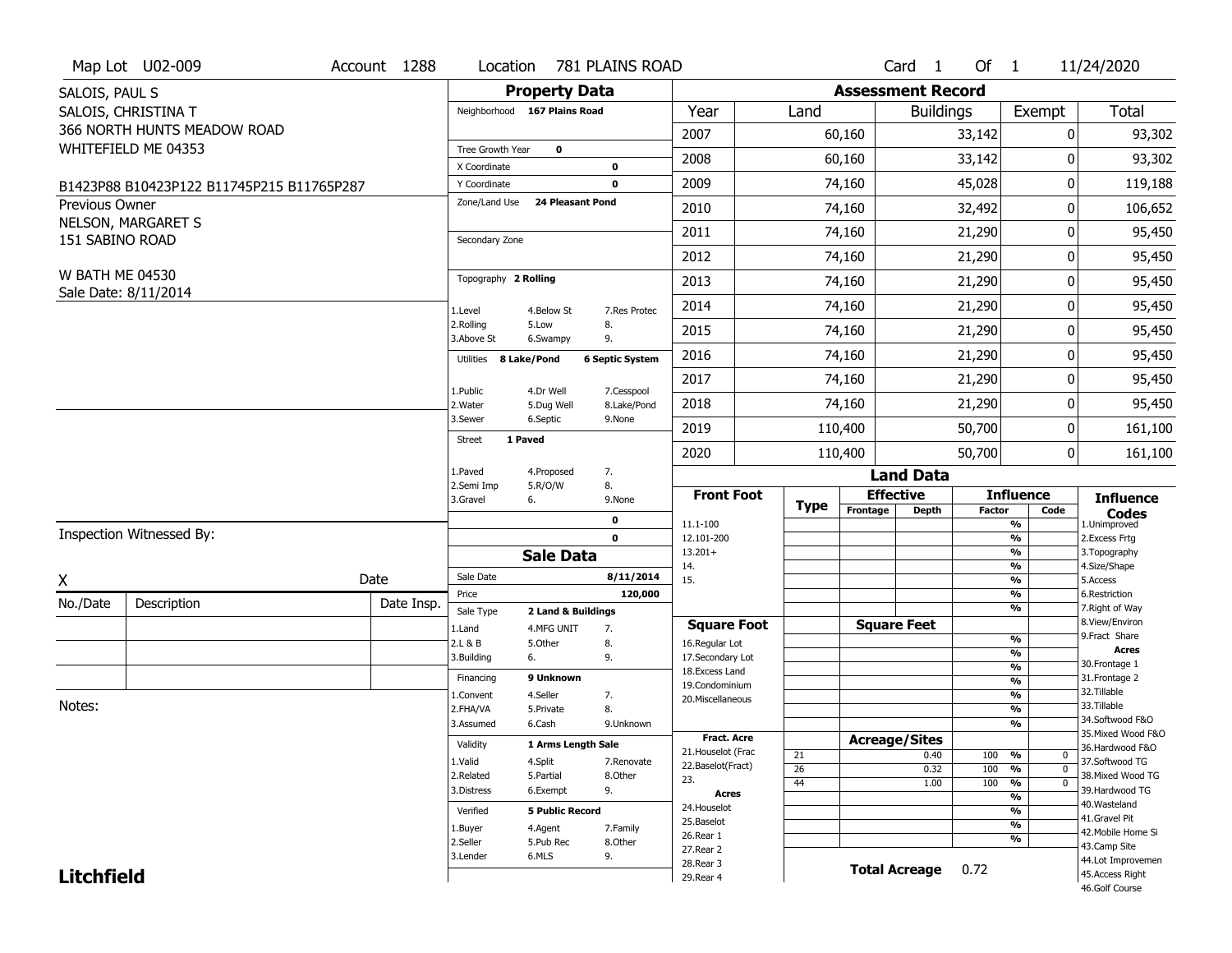Map Lot U02-009 | Account 1288 | Location 781 PLAINS ROAD | Card 1 Of 1 | 11/24/2020

SALOIS, PAUL S
SALOIS, CHRISTINA T
366 NORTH HUNTS MEADOW ROAD
WHITEFIELD ME 04353

B1423P88 B10423P122 B11745P215 B11765P287

Previous Owner
NELSON, MARGARET S
151 SABINO ROAD

W BATH ME 04530
Sale Date: 8/11/2014

## Property Data

Neighborhood: 167 Plains Road

Tree Growth Year: 0
X Coordinate: 0
Y Coordinate: 0
Zone/Land Use: 24 Pleasant Pond

Secondary Zone

Topography: 2 Rolling

| | | |
|---|---|---|
| 1.Level | 4.Below St | 7.Res Protec |
| 2.Rolling | 5.Low | 8. |
| 3.Above St | 6.Swampy | 9. |

Utilities: 8 Lake/Pond, 6 Septic System

| | | |
|---|---|---|
| 1.Public | 4.Dr Well | 7.Cesspool |
| 2.Water | 5.Dug Well | 8.Lake/Pond |
| 3.Sewer | 6.Septic | 9.None |

Street: 1 Paved

| | | |
|---|---|---|
| 1.Paved | 4.Proposed | 7. |
| 2.Semi Imp | 5.R/O/W | 8. |
| 3.Gravel | 6. | 9.None |

0
0

## Sale Data

Sale Date: 8/11/2014
Price: 120,000
Sale Type: 2 Land & Buildings

| | | |
|---|---|---|
| 1.Land | 4.MFG UNIT | 7. |
| 2.L & B | 5.Other | 8. |
| 3.Building | 6. | 9. |

Financing: 9 Unknown

| | | |
|---|---|---|
| 1.Convent | 4.Seller | 7. |
| 2.FHA/VA | 5.Private | 8. |
| 3.Assumed | 6.Cash | 9.Unknown |

Validity: 1 Arms Length Sale

| | | |
|---|---|---|
| 1.Valid | 4.Split | 7.Renovate |
| 2.Related | 5.Partial | 8.Other |
| 3.Distress | 6.Exempt | 9. |

Verified: 5 Public Record

| | | |
|---|---|---|
| 1.Buyer | 4.Agent | 7.Family |
| 2.Seller | 5.Pub Rec | 8.Other |
| 3.Lender | 6.MLS | 9. |

## Assessment Record

| Year | Land | Buildings | Exempt | Total |
|---|---|---|---|---|
| 2007 | 60,160 | 33,142 | 0 | 93,302 |
| 2008 | 60,160 | 33,142 | 0 | 93,302 |
| 2009 | 74,160 | 45,028 | 0 | 119,188 |
| 2010 | 74,160 | 32,492 | 0 | 106,652 |
| 2011 | 74,160 | 21,290 | 0 | 95,450 |
| 2012 | 74,160 | 21,290 | 0 | 95,450 |
| 2013 | 74,160 | 21,290 | 0 | 95,450 |
| 2014 | 74,160 | 21,290 | 0 | 95,450 |
| 2015 | 74,160 | 21,290 | 0 | 95,450 |
| 2016 | 74,160 | 21,290 | 0 | 95,450 |
| 2017 | 74,160 | 21,290 | 0 | 95,450 |
| 2018 | 74,160 | 21,290 | 0 | 95,450 |
| 2019 | 110,400 | 50,700 | 0 | 161,100 |
| 2020 | 110,400 | 50,700 | 0 | 161,100 |

## Land Data

| Front Foot | Type | Effective Frontage | Effective Depth | Influence Factor | Influence Code |
|---|---|---|---|---|---|
| 11.1-100 | | | | % | |
| 12.101-200 | | | | % | |
| 13.201+ | | | | % | |
| 14. | | | | % | |
| 15. | | | | % | |
| | | | | % | |
| | | | | % | |

| Square Foot | Square Feet | Influence Factor | Influence Code |
|---|---|---|---|
| 16.Regular Lot | | % | |
| 17.Secondary Lot | | % | |
| 18.Excess Land | | % | |
| 19.Condominium | | % | |
| 20.Miscellaneous | | % | |
| | | % | |
| | | % | |

| Fract. Acre / Acres | Type | Acreage/Sites | Influence Factor | Influence Code |
|---|---|---|---|---|
| 21.Houselot (Frac | 21 | 0.40 | 100 % | 0 |
| 22.Baselot(Fract) | 26 | 0.32 | 100 % | 0 |
| 23. | 44 | 1.00 | 100 % | 0 |
| 24.Houselot | | | % | |
| 25.Baselot | | | % | |
| 26.Rear 1 | | | % | |
| 27.Rear 2 | | | % | |
| 28.Rear 3 | | | | |
| 29.Rear 4 | | | | |

Total Acreage: 0.72

**Influence Codes**
1.Unimproved
2.Excess Frtg
3.Topography
4.Size/Shape
5.Access
6.Restriction
7.Right of Way
8.View/Environ
9.Fract Share

**Acres**
30.Frontage 1
31.Frontage 2
32.Tillable
33.Tillable
34.Softwood F&O
35.Mixed Wood F&O
36.Hardwood F&O
37.Softwood TG
38.Mixed Wood TG
39.Hardwood TG
40.Wasteland
41.Gravel Pit
42.Mobile Home Si
43.Camp Site
44.Lot Improvemen
45.Access Right
46.Golf Course

Inspection Witnessed By:

X ____________________ Date

| No./Date | Description | Date Insp. |
|---|---|---|
| | | |
| | | |
| | | |

Notes:

**Litchfield**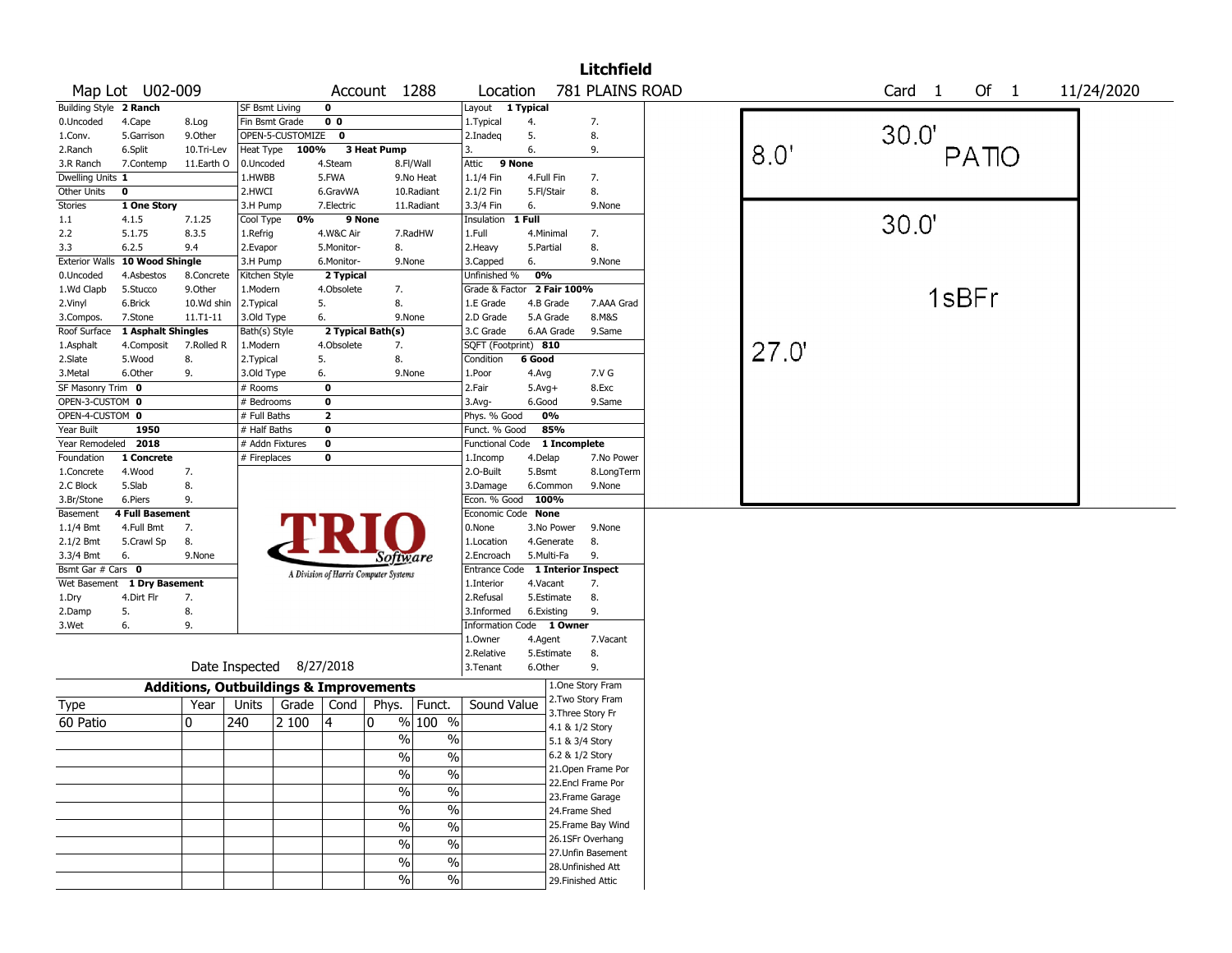# Litchfield

**Map Lot** U02-009 **Account** 1288 **Location** 781 PLAINS ROAD **Card** 1 **Of** 1 11/24/2020

| | | | | | | | | | |
|---|---|---|---|---|---|---|---|---|---|
| Building Style | **2 Ranch** | | SF Bsmt Living | **0** | | Layout | **1 Typical** | | |
| 0.Uncoded | 4.Cape | 8.Log | Fin Bsmt Grade | **0 0** | | 1.Typical | 4. | 7. | |
| 1.Conv. | 5.Garrison | 9.Other | OPEN-5-CUSTOMIZE | **0** | | 2.Inadeq | 5. | 8. | |
| 2.Ranch | 6.Split | 10.Tri-Lev | Heat Type **100%** | **3 Heat Pump** | | 3. | 6. | 9. | |
| 3.R Ranch | 7.Contemp | 11.Earth O | 0.Uncoded | 4.Steam | 8.Fl/Wall | Attic | **9 None** | | |
| Dwelling Units | **1** | | 1.HWBB | 5.FWA | 9.No Heat | 1.1/4 Fin | 4.Full Fin | 7. | |
| Other Units | **0** | | 2.HWCI | 6.GravWA | 10.Radiant | 2.1/2 Fin | 5.Fl/Stair | 8. | |
| Stories | **1 One Story** | | 3.H Pump | 7.Electric | 11.Radiant | 3.3/4 Fin | 6. | 9.None | |
| 1.1 | 4.1.5 | 7.1.25 | Cool Type **0%** | **9 None** | | Insulation | **1 Full** | | |
| 2.2 | 5.1.75 | 8.3.5 | 1.Refrig | 4.W&C Air | 7.RadHW | 1.Full | 4.Minimal | 7. | |
| 3.3 | 6.2.5 | 9.4 | 2.Evapor | 5.Monitor- | 8. | 2.Heavy | 5.Partial | 8. | |
| Exterior Walls | **10 Wood Shingle** | | 3.H Pump | 6.Monitor- | 9.None | 3.Capped | 6. | 9.None | |
| 0.Uncoded | 4.Asbestos | 8.Concrete | Kitchen Style | **2 Typical** | | Unfinished % | **0%** | | |
| 1.Wd Clapb | 5.Stucco | 9.Other | 1.Modern | 4.Obsolete | 7. | Grade & Factor | **2 Fair 100%** | | |
| 2.Vinyl | 6.Brick | 10.Wd shin | 2.Typical | 5. | 8. | 1.E Grade | 4.B Grade | 7.AAA Grad | |
| 3.Compos. | 7.Stone | 11.T1-11 | 3.Old Type | 6. | 9.None | 2.D Grade | 5.A Grade | 8.M&S | |
| Roof Surface | **1 Asphalt Shingles** | | Bath(s) Style | **2 Typical Bath(s)** | | 3.C Grade | 6.AA Grade | 9.Same | |
| 1.Asphalt | 4.Composit | 7.Rolled R | 1.Modern | 4.Obsolete | 7. | SQFT (Footprint) | **810** | | |
| 2.Slate | 5.Wood | 8. | 2.Typical | 5. | 8. | Condition | **6 Good** | | |
| 3.Metal | 6.Other | 9. | 3.Old Type | 6. | 9.None | 1.Poor | 4.Avg | 7.V G | |
| SF Masonry Trim | **0** | | # Rooms | **0** | | 2.Fair | 5.Avg+ | 8.Exc | |
| OPEN-3-CUSTOM | **0** | | # Bedrooms | **0** | | 3.Avg- | 6.Good | 9.Same | |
| OPEN-4-CUSTOM | **0** | | # Full Baths | **2** | | Phys. % Good | **0%** | | |
| Year Built | **1950** | | # Half Baths | **0** | | Funct. % Good | **85%** | | |
| Year Remodeled | **2018** | | # Addn Fixtures | **0** | | Functional Code | **1 Incomplete** | | |
| Foundation | **1 Concrete** | | # Fireplaces | **0** | | 1.Incomp | 4.Delap | 7.No Power | |
| 1.Concrete | 4.Wood | 7. | | | | 2.O-Built | 5.Bsmt | 8.LongTerm | |
| 2.C Block | 5.Slab | 8. | | | | 3.Damage | 6.Common | 9.None | |
| 3.Br/Stone | 6.Piers | 9. | | | | Econ. % Good | **100%** | | |
| Basement | **4 Full Basement** | | | | | Economic Code | **None** | | |
| 1.1/4 Bmt | 4.Full Bmt | 7. | | | | 0.None | 3.No Power | 9.None | |
| 2.1/2 Bmt | 5.Crawl Sp | 8. | | | | 1.Location | 4.Generate | 8. | |
| 3.3/4 Bmt | 6. | 9.None | | | | 2.Encroach | 5.Multi-Fa | 9. | |
| Bsmt Gar # Cars | **0** | | | | | Entrance Code | **1 Interior Inspect** | | |
| Wet Basement | **1 Dry Basement** | | | | | 1.Interior | 4.Vacant | 7. | |
| 1.Dry | 4.Dirt Flr | 7. | | | | 2.Refusal | 5.Estimate | 8. | |
| 2.Damp | 5. | 8. | | | | 3.Informed | 6.Existing | 9. | |
| 3.Wet | 6. | 9. | | | | Information Code | **1 Owner** | | |
| | | | | | | 1.Owner | 4.Agent | 7.Vacant | |
| | | | | | | 2.Relative | 5.Estimate | 8. | |
| | | | | | | 3.Tenant | 6.Other | 9. | |

TRIO Software — A Division of Harris Computer Systems

Date Inspected 8/27/2018

## Additions, Outbuildings & Improvements

| Type | Year | Units | Grade | Cond | Phys. | Funct. | Sound Value |
|---|---|---|---|---|---|---|---|
| 60 Patio | 0 | 240 | 2 100 | 4 | 0 % | 100 % | |
| | | | | | % | % | |
| | | | | | % | % | |
| | | | | | % | % | |
| | | | | | % | % | |
| | | | | | % | % | |
| | | | | | % | % | |
| | | | | | % | % | |
| | | | | | % | % | |
| | | | | | % | % | |

1.One Story Fram
2.Two Story Fram
3.Three Story Fr
4.1 & 1/2 Story
5.1 & 3/4 Story
6.2 & 1/2 Story
21.Open Frame Por
22.Encl Frame Por
23.Frame Garage
24.Frame Shed
25.Frame Bay Wind
26.1SFr Overhang
27.Unfin Basement
28.Unfinished Att
29.Finished Attic

Sketch: PATIO 30.0' x 8.0'; 1sBFr 30.0' x 27.0'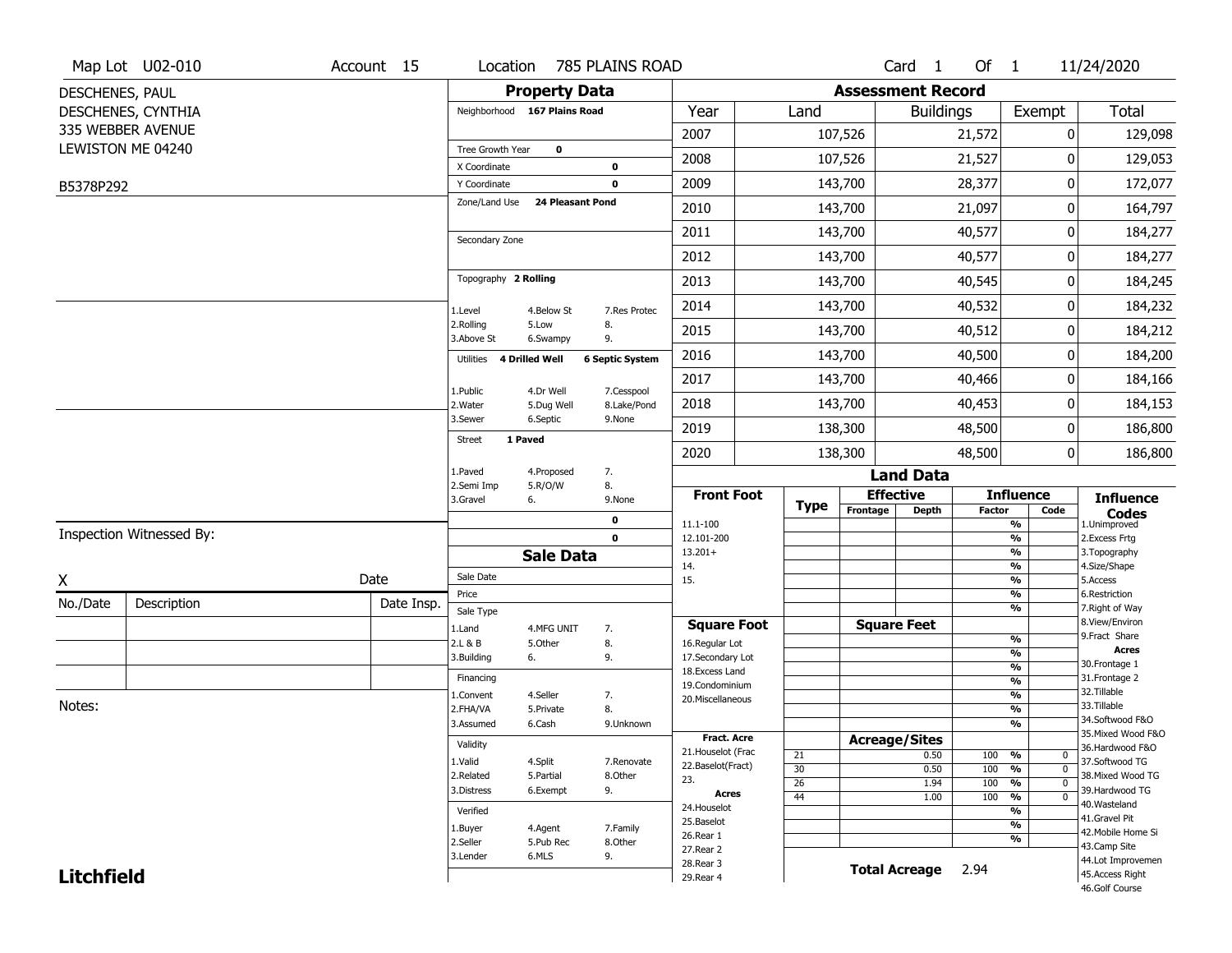Map Lot U02-010 | Account 15 | Location 785 PLAINS ROAD | Card 1 Of 1 | 11/24/2020

DESCHENES, PAUL
DESCHENES, CYNTHIA
335 WEBBER AVENUE
LEWISTON ME 04240

B5378P292

## Property Data

Neighborhood **167 Plains Road**

Tree Growth Year **0**
X Coordinate **0**
Y Coordinate **0**
Zone/Land Use **24 Pleasant Pond**

Secondary Zone

Topography **2 Rolling**

1.Level 4.Below St 7.Res Protec
2.Rolling 5.Low 8.
3.Above St 6.Swampy 9.

Utilities **4 Drilled Well** **6 Septic System**

1.Public 4.Dr Well 7.Cesspool
2.Water 5.Dug Well 8.Lake/Pond
3.Sewer 6.Septic 9.None

Street **1 Paved**

1.Paved 4.Proposed 7.
2.Semi Imp 5.R/O/W 8.
3.Gravel 6. 9.None

0
0

## Sale Data

Sale Date
Price
Sale Type
1.Land 4.MFG UNIT 7.
2.L & B 5.Other 8.
3.Building 6. 9.

Financing
1.Convent 4.Seller 7.
2.FHA/VA 5.Private 8.
3.Assumed 6.Cash 9.Unknown

Validity
1.Valid 4.Split 7.Renovate
2.Related 5.Partial 8.Other
3.Distress 6.Exempt 9.

Verified
1.Buyer 4.Agent 7.Family
2.Seller 5.Pub Rec 8.Other
3.Lender 6.MLS 9.

## Assessment Record

| Year | Land | Buildings | Exempt | Total |
|---|---|---|---|---|
| 2007 | 107,526 | 21,572 | 0 | 129,098 |
| 2008 | 107,526 | 21,527 | 0 | 129,053 |
| 2009 | 143,700 | 28,377 | 0 | 172,077 |
| 2010 | 143,700 | 21,097 | 0 | 164,797 |
| 2011 | 143,700 | 40,577 | 0 | 184,277 |
| 2012 | 143,700 | 40,577 | 0 | 184,277 |
| 2013 | 143,700 | 40,545 | 0 | 184,245 |
| 2014 | 143,700 | 40,532 | 0 | 184,232 |
| 2015 | 143,700 | 40,512 | 0 | 184,212 |
| 2016 | 143,700 | 40,500 | 0 | 184,200 |
| 2017 | 143,700 | 40,466 | 0 | 184,166 |
| 2018 | 143,700 | 40,453 | 0 | 184,153 |
| 2019 | 138,300 | 48,500 | 0 | 186,800 |
| 2020 | 138,300 | 48,500 | 0 | 186,800 |

## Land Data

Front Foot: 11.1-100, 12.101-200, 13.201+, 14., 15.

Square Foot: 16.Regular Lot, 17.Secondary Lot, 18.Excess Land, 19.Condominium, 20.Miscellaneous

Fract. Acre: 21.Houselot (Frac, 22.Baselot(Fract), 23.

Acres: 24.Houselot, 25.Baselot, 26.Rear 1, 27.Rear 2, 28.Rear 3, 29.Rear 4

### Acreage/Sites

| Type | Acreage/Sites | Influence Factor | Code |
|---|---|---|---|
| 21 | 0.50 | 100 % | 0 |
| 30 | 0.50 | 100 % | 0 |
| 26 | 1.94 | 100 % | 0 |
| 44 | 1.00 | 100 % | 0 |

**Total Acreage** 2.94

### Influence Codes
1.Unimproved
2.Excess Frtg
3.Topography
4.Size/Shape
5.Access
6.Restriction
7.Right of Way
8.View/Environ
9.Fract Share

**Acres**
30.Frontage 1
31.Frontage 2
32.Tillable
33.Tillable
34.Softwood F&O
35.Mixed Wood F&O
36.Hardwood F&O
37.Softwood TG
38.Mixed Wood TG
39.Hardwood TG
40.Wasteland
41.Gravel Pit
42.Mobile Home Si
43.Camp Site
44.Lot Improvemen
45.Access Right
46.Golf Course

Inspection Witnessed By:

X Date

| No./Date | Description | Date Insp. |
|---|---|---|
| | | |
| | | |
| | | |

Notes:

**Litchfield**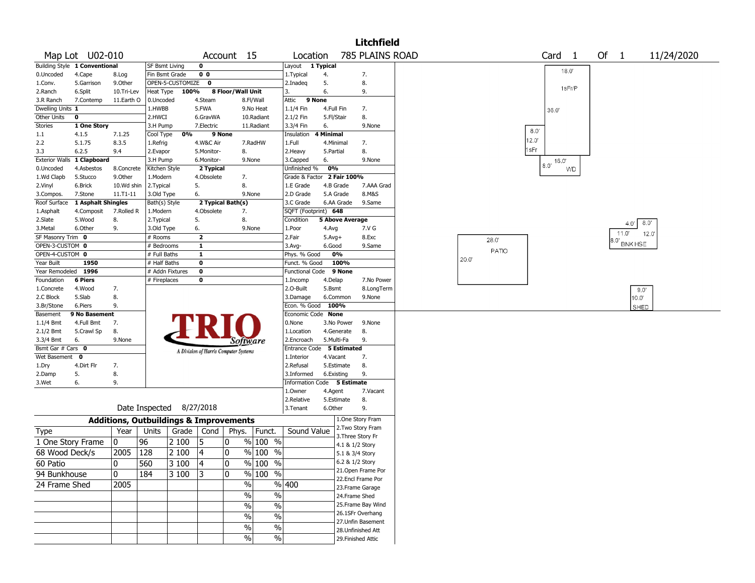# Litchfield

**Map Lot** U02-010 **Account** 15 **Location** 785 PLAINS ROAD **Card** 1 **Of** 1 11/24/2020

| Building Style | 1 Conventional | | SF Bsmt Living | 0 | | Layout | 1 Typical | |
|---|---|---|---|---|---|---|---|---|
| 0.Uncoded | 4.Cape | 8.Log | Fin Bsmt Grade | 0 0 | | 1.Typical | 4. | 7. |
| 1.Conv. | 5.Garrison | 9.Other | OPEN-5-CUSTOMIZE | 0 | | 2.Inadeq | 5. | 8. |
| 2.Ranch | 6.Split | 10.Tri-Lev | Heat Type 100% | 8 Floor/Wall Unit | | 3. | 6. | 9. |
| 3.R Ranch | 7.Contemp | 11.Earth O | 0.Uncoded | 4.Steam | 8.Fl/Wall | Attic | 9 None | |
| Dwelling Units | 1 | | 1.HWBB | 5.FWA | 9.No Heat | 1.1/4 Fin | 4.Full Fin | 7. |
| Other Units | 0 | | 2.HWCI | 6.GravWA | 10.Radiant | 2.1/2 Fin | 5.Fl/Stair | 8. |
| Stories | 1 One Story | | 3.H Pump | 7.Electric | 11.Radiant | 3.3/4 Fin | 6. | 9.None |
| 1.1 | 4.1.5 | 7.1.25 | Cool Type 0% | 9 None | | Insulation | 4 Minimal | |
| 2.2 | 5.1.75 | 8.3.5 | 1.Refrig | 4.W&C Air | 7.RadHW | 1.Full | 4.Minimal | 7. |
| 3.3 | 6.2.5 | 9.4 | 2.Evapor | 5.Monitor- | 8. | 2.Heavy | 5.Partial | 8. |
| Exterior Walls | 1 Clapboard | | 3.H Pump | 6.Monitor- | 9.None | 3.Capped | 6. | 9.None |
| 0.Uncoded | 4.Asbestos | 8.Concrete | Kitchen Style | 2 Typical | | Unfinished % | 0% | |
| 1.Wd Clapb | 5.Stucco | 9.Other | 1.Modern | 4.Obsolete | 7. | Grade & Factor | 2 Fair 100% | |
| 2.Vinyl | 6.Brick | 10.Wd shin | 2.Typical | 5. | 8. | 1.E Grade | 4.B Grade | 7.AAA Grad |
| 3.Compos. | 7.Stone | 11.T1-11 | 3.Old Type | 6. | 9.None | 2.D Grade | 5.A Grade | 8.M&S |
| Roof Surface | 1 Asphalt Shingles | | Bath(s) Style | 2 Typical Bath(s) | | 3.C Grade | 6.AA Grade | 9.Same |
| 1.Asphalt | 4.Composit | 7.Rolled R | 1.Modern | 4.Obsolete | 7. | SQFT (Footprint) | 648 | |
| 2.Slate | 5.Wood | 8. | 2.Typical | 5. | 8. | Condition | 5 Above Average | |
| 3.Metal | 6.Other | 9. | 3.Old Type | 6. | 9.None | 1.Poor | 4.Avg | 7.V G |
| SF Masonry Trim | 0 | | # Rooms | 2 | | 2.Fair | 5.Avg+ | 8.Exc |
| OPEN-3-CUSTOM | 0 | | # Bedrooms | 1 | | 3.Avg- | 6.Good | 9.Same |
| OPEN-4-CUSTOM | 0 | | # Full Baths | 1 | | Phys. % Good | 0% | |
| Year Built | 1950 | | # Half Baths | 0 | | Funct. % Good | 100% | |
| Year Remodeled | 1996 | | # Addn Fixtures | 0 | | Functional Code | 9 None | |
| Foundation | 6 Piers | | # Fireplaces | 0 | | 1.Incomp | 4.Delap | 7.No Power |
| 1.Concrete | 4.Wood | 7. | | | | 2.O-Built | 5.Bsmt | 8.LongTerm |
| 2.C Block | 5.Slab | 8. | | | | 3.Damage | 6.Common | 9.None |
| 3.Br/Stone | 6.Piers | 9. | | | | Econ. % Good | 100% | |
| Basement | 9 No Basement | | | | | Economic Code | None | |
| 1.1/4 Bmt | 4.Full Bmt | 7. | | | | 0.None | 3.No Power | 9.None |
| 2.1/2 Bmt | 5.Crawl Sp | 8. | | | | 1.Location | 4.Generate | 8. |
| 3.3/4 Bmt | 6. | 9.None | | | | 2.Encroach | 5.Multi-Fa | 9. |
| Bsmt Gar # Cars | 0 | | | | | Entrance Code | 5 Estimated | |
| Wet Basement | 0 | | | | | 1.Interior | 4.Vacant | 7. |
| 1.Dry | 4.Dirt Flr | 7. | | | | 2.Refusal | 5.Estimate | 8. |
| 2.Damp | 5. | 8. | | | | 3.Informed | 6.Existing | 9. |
| 3.Wet | 6. | 9. | | | | Information Code | 5 Estimate | |
| | | | | | | 1.Owner | 4.Agent | 7.Vacant |
| | | | | | | 2.Relative | 5.Estimate | 8. |
| | | | Date Inspected | 8/27/2018 | | 3.Tenant | 6.Other | 9. |

TRIO Software — A Division of Harris Computer Systems

## Additions, Outbuildings & Improvements

| Type | Year | Units | Grade | Cond | Phys. | Funct. | Sound Value |
|---|---|---|---|---|---|---|---|
| 1 One Story Frame | 0 | 96 | 2 100 | 5 | 0 % | 100 % | |
| 68 Wood Deck/s | 2005 | 128 | 2 100 | 4 | 0 % | 100 % | |
| 60 Patio | 0 | 560 | 3 100 | 4 | 0 % | 100 % | |
| 94 Bunkhouse | 0 | 184 | 3 100 | 3 | 0 % | 100 % | |
| 24 Frame Shed | 2005 | | | | % | % | 400 |
| | | | | | % | % | |
| | | | | | % | % | |
| | | | | | % | % | |
| | | | | | % | % | |
| | | | | | % | % | |

1.One Story Fram
2.Two Story Fram
3.Three Story Fr
4.1 & 1/2 Story
5.1 & 3/4 Story
6.2 & 1/2 Story
21.Open Frame Por
22.Encl Frame Por
23.Frame Garage
24.Frame Shed
25.Frame Bay Wind
26.1SFr Overhang
27.Unfin Basement
28.Unfinished Att
29.Finished Attic

Sketch labels: 18.0' 1sFr/P 36.0' 8.0' 12.0' 1sFr 16.0' 8.0' WD 28.0' PATIO 20.0' 4.0' 8.0' 11.0' 12.0' 8.0' BNK HSE 9.0' 10.0' SHED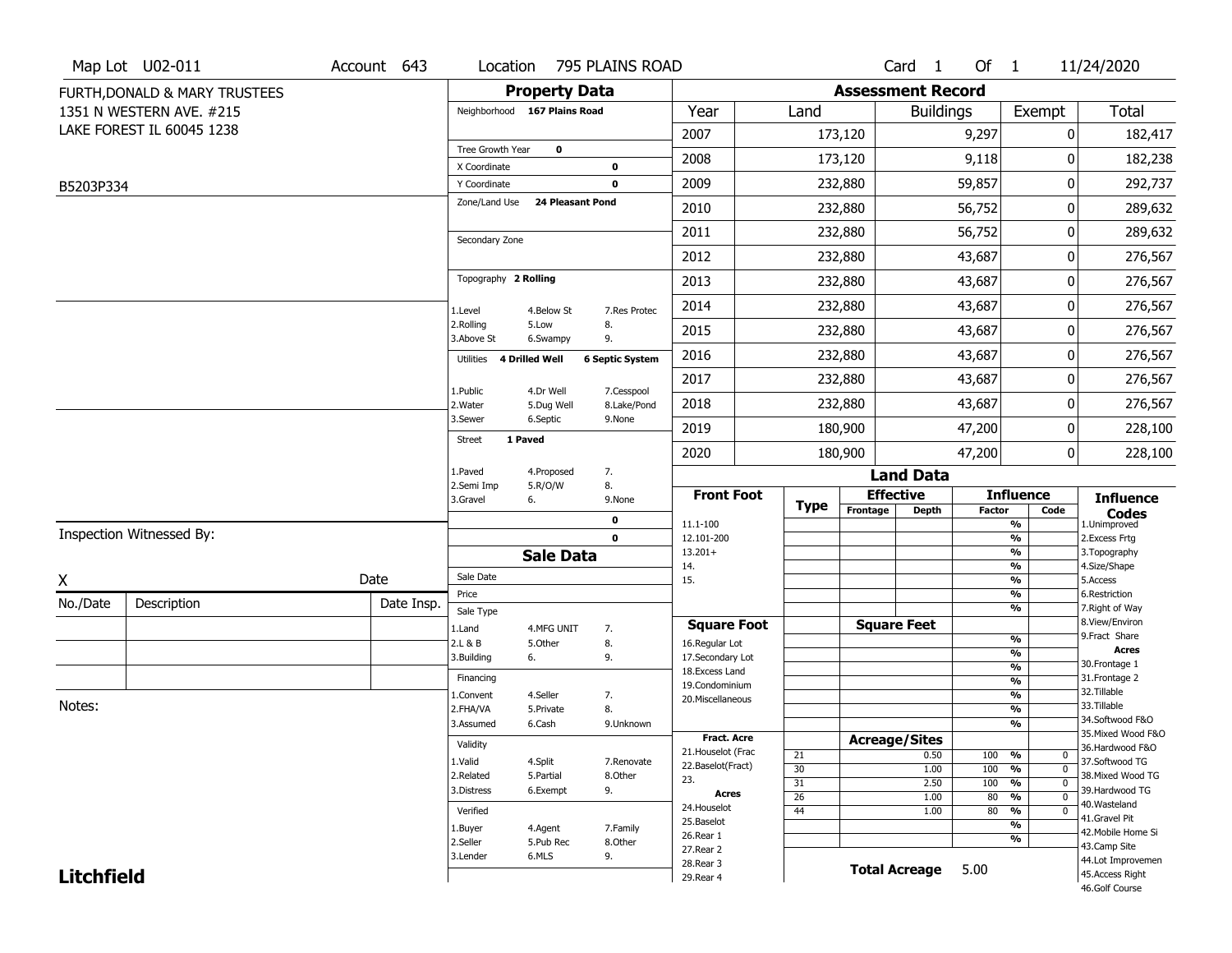Map Lot U02-011 | Account 643 | Location 795 PLAINS ROAD | Card 1 Of 1 | 11/24/2020

FURTH,DONALD & MARY TRUSTEES
1351 N WESTERN AVE. #215
LAKE FOREST IL 60045 1238

B5203P334

## Property Data

Neighborhood **167 Plains Road**

Tree Growth Year **0**
X Coordinate **0**
Y Coordinate **0**
Zone/Land Use **24 Pleasant Pond**

Secondary Zone

Topography **2 Rolling**

| | | |
|---|---|---|
| 1.Level | 4.Below St | 7.Res Protec |
| 2.Rolling | 5.Low | 8. |
| 3.Above St | 6.Swampy | 9. |

Utilities **4 Drilled Well** **6 Septic System**

| | | |
|---|---|---|
| 1.Public | 4.Dr Well | 7.Cesspool |
| 2.Water | 5.Dug Well | 8.Lake/Pond |
| 3.Sewer | 6.Septic | 9.None |

Street **1 Paved**

| | | |
|---|---|---|
| 1.Paved | 4.Proposed | 7. |
| 2.Semi Imp | 5.R/O/W | 8. |
| 3.Gravel | 6. | 9.None |

0
0

## Sale Data

Sale Date
Price
Sale Type

| | | |
|---|---|---|
| 1.Land | 4.MFG UNIT | 7. |
| 2.L & B | 5.Other | 8. |
| 3.Building | 6. | 9. |

Financing

| | | |
|---|---|---|
| 1.Convent | 4.Seller | 7. |
| 2.FHA/VA | 5.Private | 8. |
| 3.Assumed | 6.Cash | 9.Unknown |

Validity

| | | |
|---|---|---|
| 1.Valid | 4.Split | 7.Renovate |
| 2.Related | 5.Partial | 8.Other |
| 3.Distress | 6.Exempt | 9. |

Verified

| | | |
|---|---|---|
| 1.Buyer | 4.Agent | 7.Family |
| 2.Seller | 5.Pub Rec | 8.Other |
| 3.Lender | 6.MLS | 9. |

## Assessment Record

| Year | Land | Buildings | Exempt | Total |
|---|---|---|---|---|
| 2007 | 173,120 | 9,297 | 0 | 182,417 |
| 2008 | 173,120 | 9,118 | 0 | 182,238 |
| 2009 | 232,880 | 59,857 | 0 | 292,737 |
| 2010 | 232,880 | 56,752 | 0 | 289,632 |
| 2011 | 232,880 | 56,752 | 0 | 289,632 |
| 2012 | 232,880 | 43,687 | 0 | 276,567 |
| 2013 | 232,880 | 43,687 | 0 | 276,567 |
| 2014 | 232,880 | 43,687 | 0 | 276,567 |
| 2015 | 232,880 | 43,687 | 0 | 276,567 |
| 2016 | 232,880 | 43,687 | 0 | 276,567 |
| 2017 | 232,880 | 43,687 | 0 | 276,567 |
| 2018 | 232,880 | 43,687 | 0 | 276,567 |
| 2019 | 180,900 | 47,200 | 0 | 228,100 |
| 2020 | 180,900 | 47,200 | 0 | 228,100 |

## Land Data

| Front Foot | Type | Effective Frontage | Effective Depth | Influence Factor | Influence Code |
|---|---|---|---|---|---|
| 11.1-100 | | | | % | |
| 12.101-200 | | | | % | |
| 13.201+ | | | | % | |
| 14. | | | | % | |
| 15. | | | | % | |
| | | | | % | |
| | | | | % | |

| Square Foot | Square Feet | | |
|---|---|---|---|
| 16.Regular Lot | | % | |
| 17.Secondary Lot | | % | |
| 18.Excess Land | | % | |
| 19.Condominium | | % | |
| 20.Miscellaneous | | % | |
| | | % | |
| | | % | |

Fract. Acre: 21.Houselot (Frac, 22.Baselot(Fract), 23.
Acres: 24.Houselot, 25.Baselot, 26.Rear 1, 27.Rear 2, 28.Rear 3, 29.Rear 4

| Type | Acreage/Sites | Influence Factor | Influence Code |
|---|---|---|---|
| 21 | 0.50 | 100 % | 0 |
| 30 | 1.00 | 100 % | 0 |
| 31 | 2.50 | 100 % | 0 |
| 26 | 1.00 | 80 % | 0 |
| 44 | 1.00 | 80 % | 0 |
| | | % | |
| | | % | |

**Total Acreage** 5.00

### Influence Codes
1.Unimproved
2.Excess Frtg
3.Topography
4.Size/Shape
5.Access
6.Restriction
7.Right of Way
8.View/Environ
9.Fract Share

**Acres**
30.Frontage 1
31.Frontage 2
32.Tillable
33.Tillable
34.Softwood F&O
35.Mixed Wood F&O
36.Hardwood F&O
37.Softwood TG
38.Mixed Wood TG
39.Hardwood TG
40.Wasteland
41.Gravel Pit
42.Mobile Home Si
43.Camp Site
44.Lot Improvemen
45.Access Right
46.Golf Course

Inspection Witnessed By:

X Date

| No./Date | Description | Date Insp. |
|---|---|---|
| | | |
| | | |
| | | |

Notes:

**Litchfield**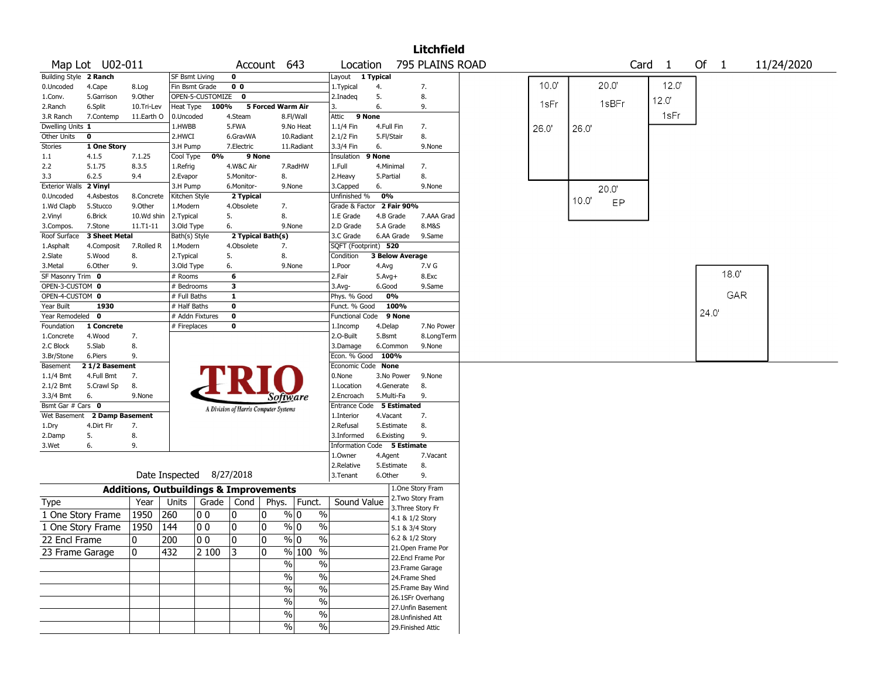# Litchfield

Map Lot U02-011 | Account 643 | Location 795 PLAINS ROAD | Card 1 Of 1 | 11/24/2020

| | | |
|---|---|---|
| Building Style **2 Ranch** | | |
| 0.Uncoded | 4.Cape | 8.Log |
| 1.Conv. | 5.Garrison | 9.Other |
| 2.Ranch | 6.Split | 10.Tri-Lev |
| 3.R Ranch | 7.Contemp | 11.Earth O |
| Dwelling Units **1** | | |
| Other Units **0** | | |
| Stories **1 One Story** | | |
| 1.1 | 4.1.5 | 7.1.25 |
| 2.2 | 5.1.75 | 8.3.5 |
| 3.3 | 6.2.5 | 9.4 |
| Exterior Walls **2 Vinyl** | | |
| 0.Uncoded | 4.Asbestos | 8.Concrete |
| 1.Wd Clapb | 5.Stucco | 9.Other |
| 2.Vinyl | 6.Brick | 10.Wd shin |
| 3.Compos. | 7.Stone | 11.T1-11 |
| Roof Surface **3 Sheet Metal** | | |
| 1.Asphalt | 4.Composit | 7.Rolled R |
| 2.Slate | 5.Wood | 8. |
| 3.Metal | 6.Other | 9. |
| SF Masonry Trim **0** | | |
| OPEN-3-CUSTOM **0** | | |
| OPEN-4-CUSTOM **0** | | |
| Year Built **1930** | | |
| Year Remodeled **0** | | |
| Foundation **1 Concrete** | | |
| 1.Concrete | 4.Wood | 7. |
| 2.C Block | 5.Slab | 8. |
| 3.Br/Stone | 6.Piers | 9. |
| Basement **2 1/2 Basement** | | |
| 1.1/4 Bmt | 4.Full Bmt | 7. |
| 2.1/2 Bmt | 5.Crawl Sp | 8. |
| 3.3/4 Bmt | 6. | 9.None |
| Bsmt Gar # Cars **0** | | |
| Wet Basement **2 Damp Basement** | | |
| 1.Dry | 4.Dirt Flr | 7. |
| 2.Damp | 5. | 8. |
| 3.Wet | 6. | 9. |

| | | |
|---|---|---|
| SF Bsmt Living **0** | | |
| Fin Bsmt Grade **0 0** | | |
| OPEN-5-CUSTOMIZE **0** | | |
| Heat Type **100%** **5 Forced Warm Air** | | |
| 0.Uncoded | 4.Steam | 8.Fl/Wall |
| 1.HWBB | 5.FWA | 9.No Heat |
| 2.HWCI | 6.GravWA | 10.Radiant |
| 3.H Pump | 7.Electric | 11.Radiant |
| Cool Type **0%** **9 None** | | |
| 1.Refrig | 4.W&C Air | 7.RadHW |
| 2.Evapor | 5.Monitor- | 8. |
| 3.H Pump | 6.Monitor- | 9.None |
| Kitchen Style **2 Typical** | | |
| 1.Modern | 4.Obsolete | 7. |
| 2.Typical | 5. | 8. |
| 3.Old Type | 6. | 9.None |
| Bath(s) Style **2 Typical Bath(s)** | | |
| 1.Modern | 4.Obsolete | 7. |
| 2.Typical | 5. | 8. |
| 3.Old Type | 6. | 9.None |
| # Rooms **6** | | |
| # Bedrooms **3** | | |
| # Full Baths **1** | | |
| # Half Baths **0** | | |
| # Addn Fixtures **0** | | |
| # Fireplaces **0** | | |

| | | |
|---|---|---|
| Layout **1 Typical** | | |
| 1.Typical | 4. | 7. |
| 2.Inadeq | 5. | 8. |
| 3. | 6. | 9. |
| Attic **9 None** | | |
| 1.1/4 Fin | 4.Full Fin | 7. |
| 2.1/2 Fin | 5.Fl/Stair | 8. |
| 3.3/4 Fin | 6. | 9.None |
| Insulation **9 None** | | |
| 1.Full | 4.Minimal | 7. |
| 2.Heavy | 5.Partial | 8. |
| 3.Capped | 6. | 9.None |
| Unfinished % **0%** | | |
| Grade & Factor **2 Fair 90%** | | |
| 1.E Grade | 4.B Grade | 7.AAA Grad |
| 2.D Grade | 5.A Grade | 8.M&S |
| 3.C Grade | 6.AA Grade | 9.Same |
| SQFT (Footprint) **520** | | |
| Condition **3 Below Average** | | |
| 1.Poor | 4.Avg | 7.V G |
| 2.Fair | 5.Avg+ | 8.Exc |
| 3.Avg- | 6.Good | 9.Same |
| Phys. % Good **0%** | | |
| Funct. % Good **100%** | | |
| Functional Code **9 None** | | |
| 1.Incomp | 4.Delap | 7.No Power |
| 2.O-Built | 5.Bsmt | 8.LongTerm |
| 3.Damage | 6.Common | 9.None |
| Econ. % Good **100%** | | |
| Economic Code **None** | | |
| 0.None | 3.No Power | 9.None |
| 1.Location | 4.Generate | 8. |
| 2.Encroach | 5.Multi-Fa | 9. |
| Entrance Code **5 Estimated** | | |
| 1.Interior | 4.Vacant | 7. |
| 2.Refusal | 5.Estimate | 8. |
| 3.Informed | 6.Existing | 9. |
| Information Code **5 Estimate** | | |
| 1.Owner | 4.Agent | 7.Vacant |
| 2.Relative | 5.Estimate | 8. |
| 3.Tenant | 6.Other | 9. |

Date Inspected 8/27/2018

## Additions, Outbuildings & Improvements

| Type | Year | Units | Grade | Cond | Phys. | Funct. | Sound Value |
|---|---|---|---|---|---|---|---|
| 1 One Story Frame | 1950 | 260 | 0 0 | 0 | 0 % | 0 % | |
| 1 One Story Frame | 1950 | 144 | 0 0 | 0 | 0 % | 0 % | |
| 22 Encl Frame | 0 | 200 | 0 0 | 0 | 0 % | 0 % | |
| 23 Frame Garage | 0 | 432 | 2 100 | 3 | 0 % | 100 % | |
| | | | | | % | % | |
| | | | | | % | % | |
| | | | | | % | % | |
| | | | | | % | % | |
| | | | | | % | % | |
| | | | | | % | % | |

1.One Story Fram
2.Two Story Fram
3.Three Story Fr
4.1 & 1/2 Story
5.1 & 3/4 Story
6.2 & 1/2 Story
21.Open Frame Por
22.Encl Frame Por
23.Frame Garage
24.Frame Shed
25.Frame Bay Wind
26.1SFr Overhang
27.Unfin Basement
28.Unfinished Att
29.Finished Attic

10.0' 1sFr 26.0'
20.0' 1sBFr 26.0'
12.0' 12.0' 1sFr
20.0' 10.0' EP
18.0' GAR 24.0'